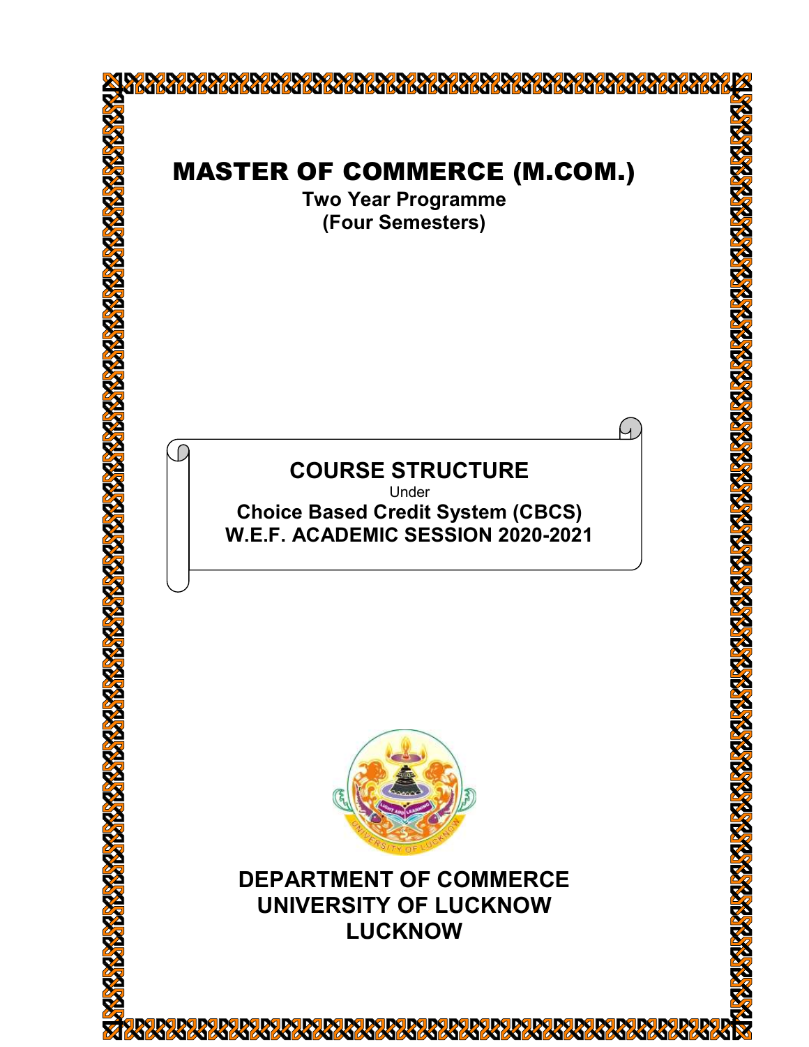# MASTER OF COMMERCE (M.COM.)

**Two Year Programme**
**(Four Semesters)**

## COURSE STRUCTURE

Under

**Choice Based Credit System (CBCS)**
**W.E.F. ACADEMIC SESSION 2020-2021**

LIGHT AND LEARNING

UNIVERSITY OF LUCKNOW

## DEPARTMENT OF COMMERCE
## UNIVERSITY OF LUCKNOW
## LUCKNOW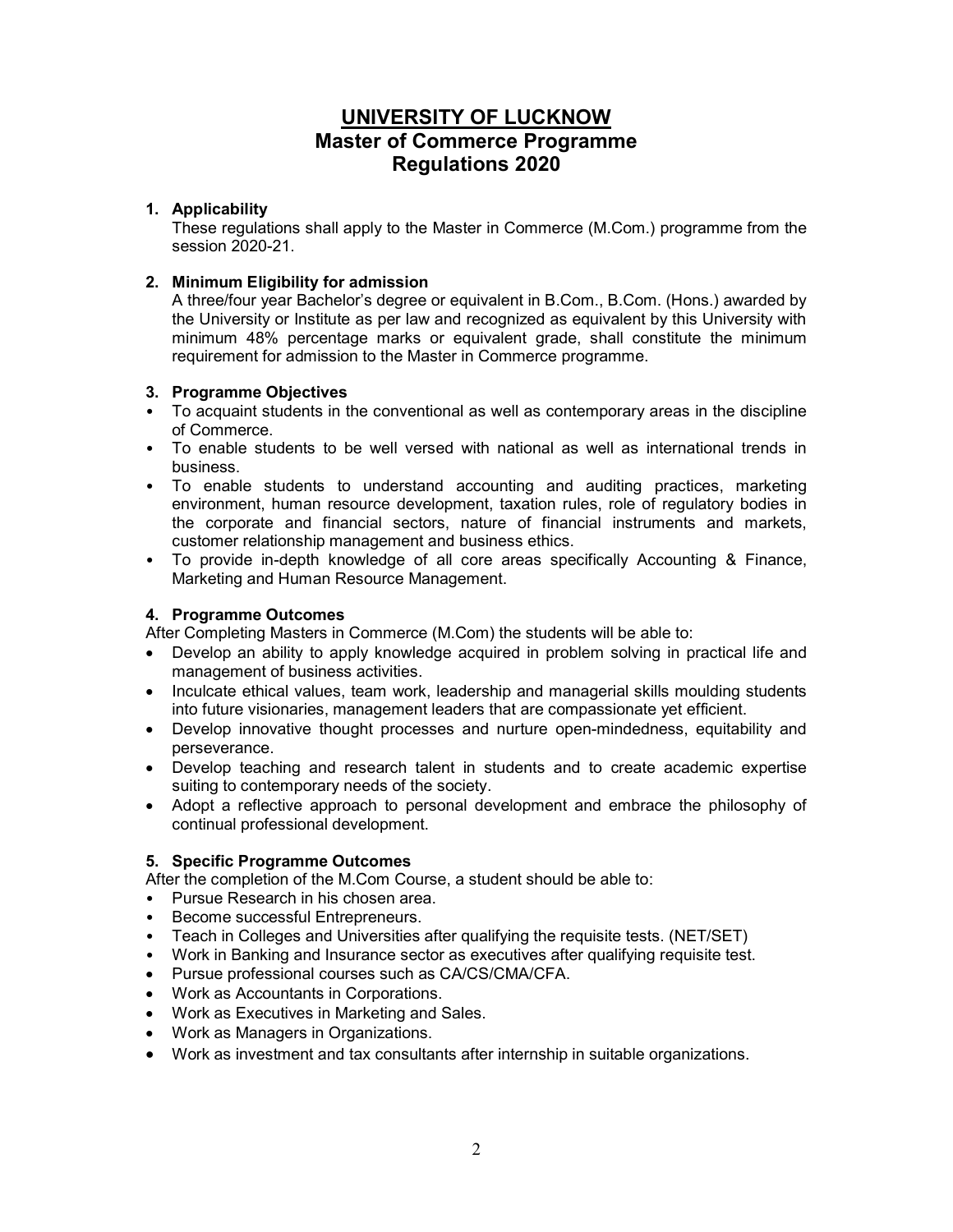# UNIVERSITY OF LUCKNOW
## Master of Commerce Programme
## Regulations 2020

### 1. Applicability

These regulations shall apply to the Master in Commerce (M.Com.) programme from the session 2020-21.

### 2. Minimum Eligibility for admission

A three/four year Bachelor's degree or equivalent in B.Com., B.Com. (Hons.) awarded by the University or Institute as per law and recognized as equivalent by this University with minimum 48% percentage marks or equivalent grade, shall constitute the minimum requirement for admission to the Master in Commerce programme.

### 3. Programme Objectives

- To acquaint students in the conventional as well as contemporary areas in the discipline of Commerce.
- To enable students to be well versed with national as well as international trends in business.
- To enable students to understand accounting and auditing practices, marketing environment, human resource development, taxation rules, role of regulatory bodies in the corporate and financial sectors, nature of financial instruments and markets, customer relationship management and business ethics.
- To provide in-depth knowledge of all core areas specifically Accounting & Finance, Marketing and Human Resource Management.

### 4. Programme Outcomes

After Completing Masters in Commerce (M.Com) the students will be able to:

- Develop an ability to apply knowledge acquired in problem solving in practical life and management of business activities.
- Inculcate ethical values, team work, leadership and managerial skills moulding students into future visionaries, management leaders that are compassionate yet efficient.
- Develop innovative thought processes and nurture open-mindedness, equitability and perseverance.
- Develop teaching and research talent in students and to create academic expertise suiting to contemporary needs of the society.
- Adopt a reflective approach to personal development and embrace the philosophy of continual professional development.

### 5. Specific Programme Outcomes

After the completion of the M.Com Course, a student should be able to:

- Pursue Research in his chosen area.
- Become successful Entrepreneurs.
- Teach in Colleges and Universities after qualifying the requisite tests. (NET/SET)
- Work in Banking and Insurance sector as executives after qualifying requisite test.
- Pursue professional courses such as CA/CS/CMA/CFA.
- Work as Accountants in Corporations.
- Work as Executives in Marketing and Sales.
- Work as Managers in Organizations.
- Work as investment and tax consultants after internship in suitable organizations.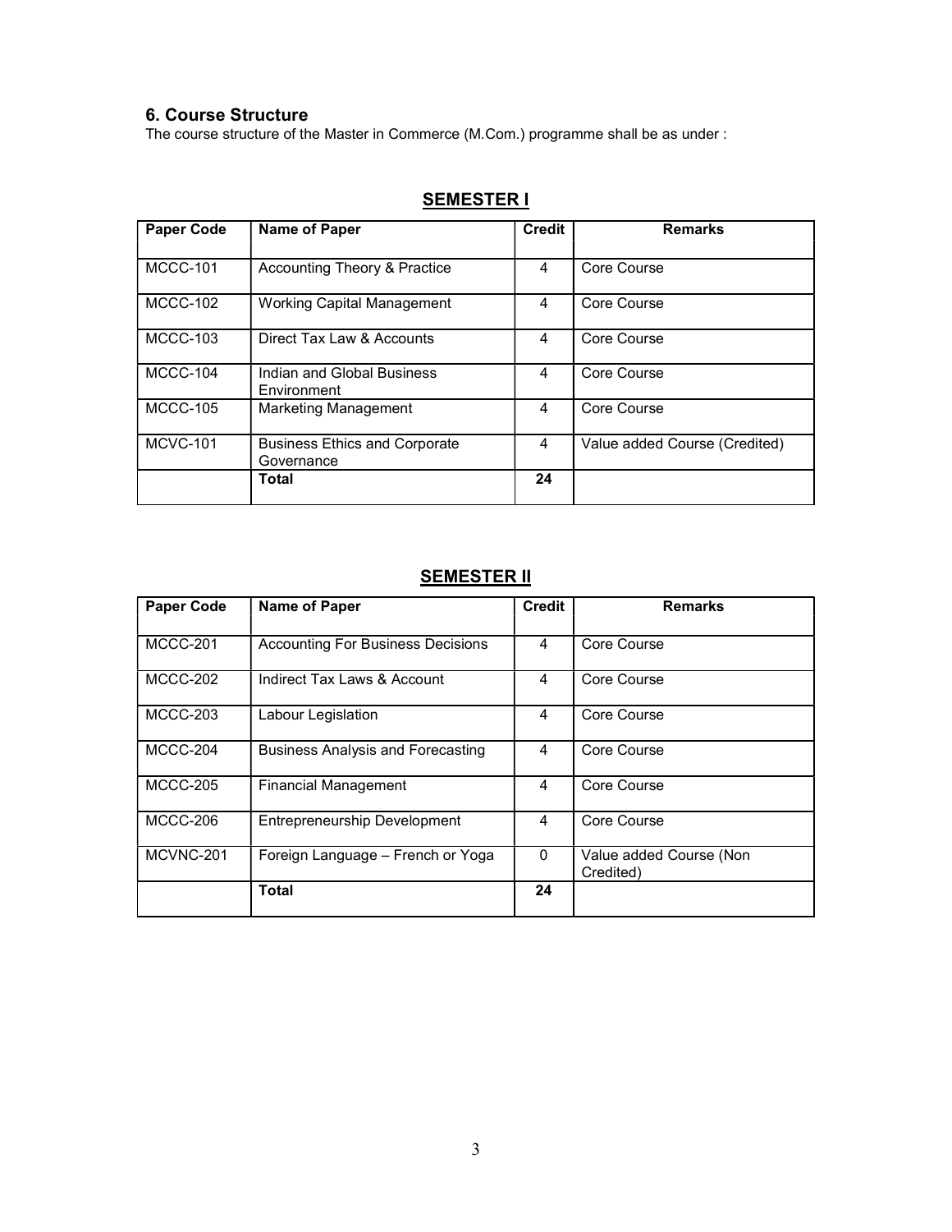## 6. Course Structure

The course structure of the Master in Commerce (M.Com.) programme shall be as under :

### SEMESTER I

| Paper Code | Name of Paper | Credit | Remarks |
|---|---|---|---|
| MCCC-101 | Accounting Theory & Practice | 4 | Core Course |
| MCCC-102 | Working Capital Management | 4 | Core Course |
| MCCC-103 | Direct Tax Law & Accounts | 4 | Core Course |
| MCCC-104 | Indian and Global Business Environment | 4 | Core Course |
| MCCC-105 | Marketing Management | 4 | Core Course |
| MCVC-101 | Business Ethics and Corporate Governance | 4 | Value added Course (Credited) |
| | **Total** | **24** | |

### SEMESTER II

| Paper Code | Name of Paper | Credit | Remarks |
|---|---|---|---|
| MCCC-201 | Accounting For Business Decisions | 4 | Core Course |
| MCCC-202 | Indirect Tax Laws & Account | 4 | Core Course |
| MCCC-203 | Labour Legislation | 4 | Core Course |
| MCCC-204 | Business Analysis and Forecasting | 4 | Core Course |
| MCCC-205 | Financial Management | 4 | Core Course |
| MCCC-206 | Entrepreneurship Development | 4 | Core Course |
| MCVNC-201 | Foreign Language – French or Yoga | 0 | Value added Course (Non Credited) |
| | **Total** | **24** | |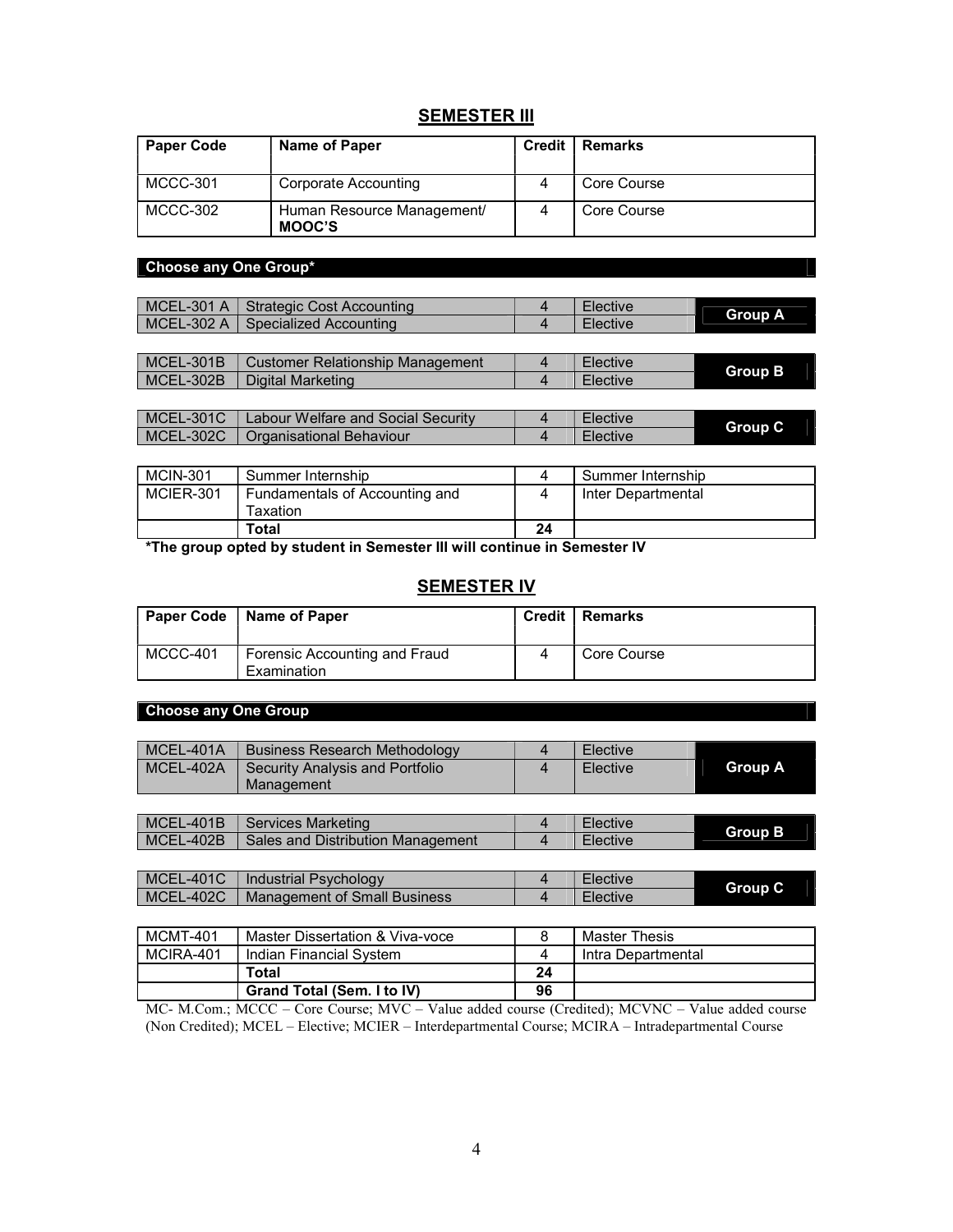## SEMESTER III

| Paper Code | Name of Paper | Credit | Remarks |
|---|---|---|---|
| MCCC-301 | Corporate Accounting | 4 | Core Course |
| MCCC-302 | Human Resource Management/ **MOOC'S** | 4 | Core Course |

**Choose any One Group***

| Paper Code | Name of Paper | Credit | Remarks | Group |
|---|---|---|---|---|
| MCEL-301 A | Strategic Cost Accounting | 4 | Elective | **Group A** |
| MCEL-302 A | Specialized Accounting | 4 | Elective | |
| MCEL-301B | Customer Relationship Management | 4 | Elective | **Group B** |
| MCEL-302B | Digital Marketing | 4 | Elective | |
| MCEL-301C | Labour Welfare and Social Security | 4 | Elective | **Group C** |
| MCEL-302C | Organisational Behaviour | 4 | Elective | |

| Paper Code | Name of Paper | Credit | Remarks |
|---|---|---|---|
| MCIN-301 | Summer Internship | 4 | Summer Internship |
| MCIER-301 | Fundamentals of Accounting and Taxation | 4 | Inter Departmental |
| | **Total** | **24** | |

***The group opted by student in Semester III will continue in Semester IV**

## SEMESTER IV

| Paper Code | Name of Paper | Credit | Remarks |
|---|---|---|---|
| MCCC-401 | Forensic Accounting and Fraud Examination | 4 | Core Course |

**Choose any One Group**

| Paper Code | Name of Paper | Credit | Remarks | Group |
|---|---|---|---|---|
| MCEL-401A | Business Research Methodology | 4 | Elective | **Group A** |
| MCEL-402A | Security Analysis and Portfolio Management | 4 | Elective | |
| MCEL-401B | Services Marketing | 4 | Elective | **Group B** |
| MCEL-402B | Sales and Distribution Management | 4 | Elective | |
| MCEL-401C | Industrial Psychology | 4 | Elective | **Group C** |
| MCEL-402C | Management of Small Business | 4 | Elective | |

| Paper Code | Name of Paper | Credit | Remarks |
|---|---|---|---|
| MCMT-401 | Master Dissertation & Viva-voce | 8 | Master Thesis |
| MCIRA-401 | Indian Financial System | 4 | Intra Departmental |
| | **Total** | **24** | |
| | **Grand Total (Sem. I to IV)** | **96** | |

MC- M.Com.; MCCC – Core Course; MVC – Value added course (Credited); MCVNC – Value added course (Non Credited); MCEL – Elective; MCIER – Interdepartmental Course; MCIRA – Intradepartmental Course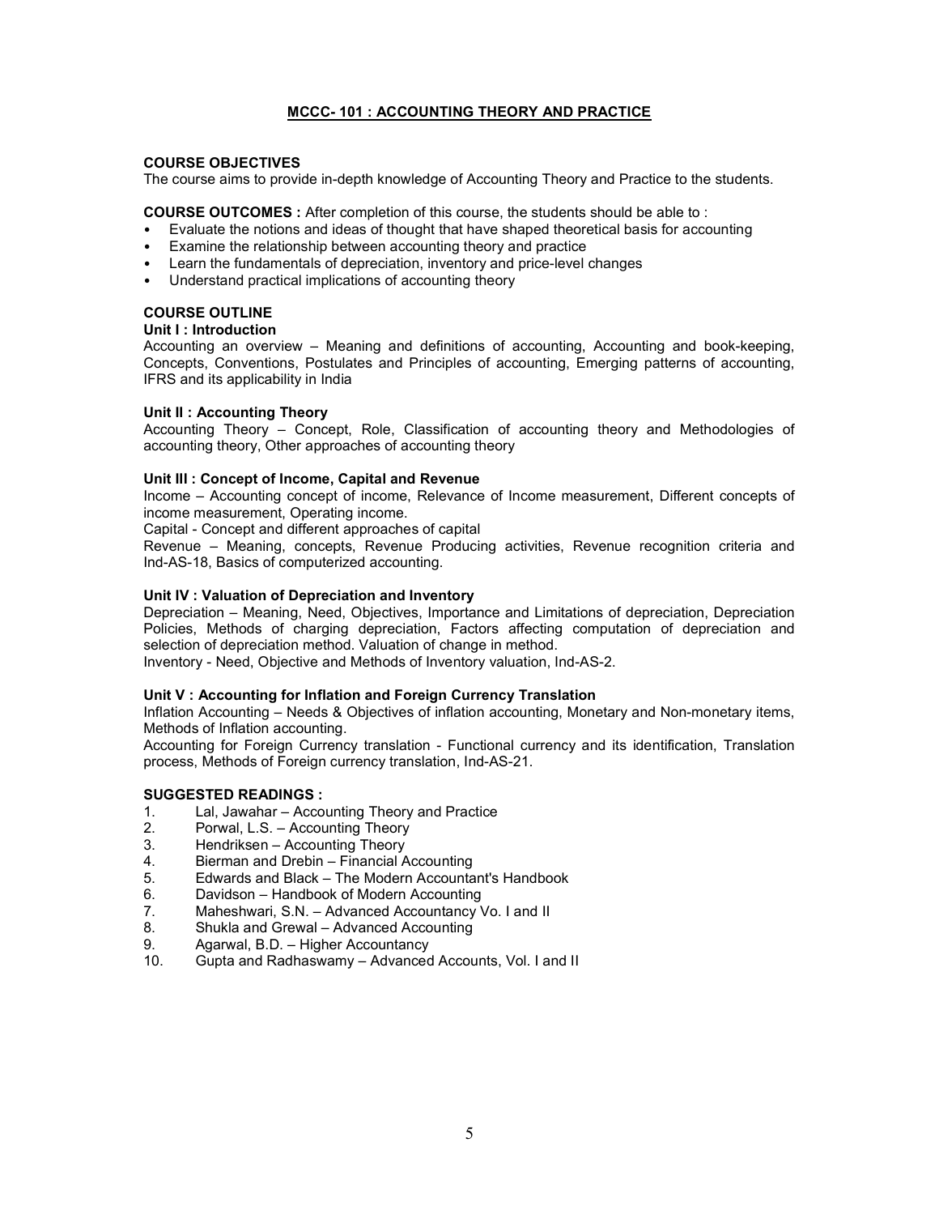# MCCC- 101 : ACCOUNTING THEORY AND PRACTICE

**COURSE OBJECTIVES**

The course aims to provide in-depth knowledge of Accounting Theory and Practice to the students.

**COURSE OUTCOMES :** After completion of this course, the students should be able to :

- Evaluate the notions and ideas of thought that have shaped theoretical basis for accounting
- Examine the relationship between accounting theory and practice
- Learn the fundamentals of depreciation, inventory and price-level changes
- Understand practical implications of accounting theory

**COURSE OUTLINE**

**Unit I : Introduction**

Accounting an overview – Meaning and definitions of accounting, Accounting and book-keeping, Concepts, Conventions, Postulates and Principles of accounting, Emerging patterns of accounting, IFRS and its applicability in India

**Unit II : Accounting Theory**

Accounting Theory – Concept, Role, Classification of accounting theory and Methodologies of accounting theory, Other approaches of accounting theory

**Unit III : Concept of Income, Capital and Revenue**

Income – Accounting concept of income, Relevance of Income measurement, Different concepts of income measurement, Operating income.

Capital - Concept and different approaches of capital

Revenue – Meaning, concepts, Revenue Producing activities, Revenue recognition criteria and Ind-AS-18, Basics of computerized accounting.

**Unit IV : Valuation of Depreciation and Inventory**

Depreciation – Meaning, Need, Objectives, Importance and Limitations of depreciation, Depreciation Policies, Methods of charging depreciation, Factors affecting computation of depreciation and selection of depreciation method. Valuation of change in method.

Inventory - Need, Objective and Methods of Inventory valuation, Ind-AS-2.

**Unit V : Accounting for Inflation and Foreign Currency Translation**

Inflation Accounting – Needs & Objectives of inflation accounting, Monetary and Non-monetary items, Methods of Inflation accounting.

Accounting for Foreign Currency translation - Functional currency and its identification, Translation process, Methods of Foreign currency translation, Ind-AS-21.

**SUGGESTED READINGS :**

1. Lal, Jawahar – Accounting Theory and Practice
2. Porwal, L.S. – Accounting Theory
3. Hendriksen – Accounting Theory
4. Bierman and Drebin – Financial Accounting
5. Edwards and Black – The Modern Accountant's Handbook
6. Davidson – Handbook of Modern Accounting
7. Maheshwari, S.N. – Advanced Accountancy Vo. I and II
8. Shukla and Grewal – Advanced Accounting
9. Agarwal, B.D. – Higher Accountancy
10. Gupta and Radhaswamy – Advanced Accounts, Vol. I and II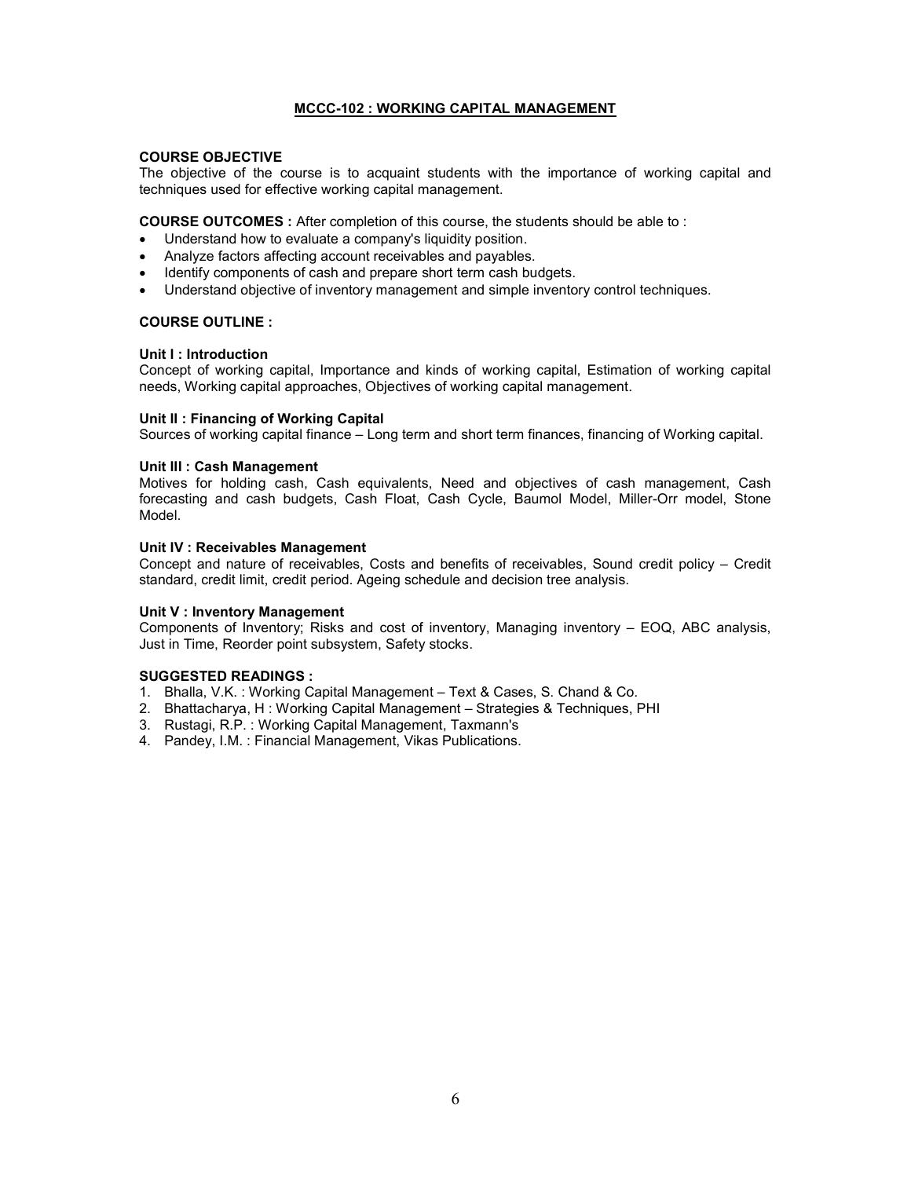## MCCC-102 : WORKING CAPITAL MANAGEMENT

**COURSE OBJECTIVE**

The objective of the course is to acquaint students with the importance of working capital and techniques used for effective working capital management.

**COURSE OUTCOMES :** After completion of this course, the students should be able to :

- Understand how to evaluate a company's liquidity position.
- Analyze factors affecting account receivables and payables.
- Identify components of cash and prepare short term cash budgets.
- Understand objective of inventory management and simple inventory control techniques.

**COURSE OUTLINE :**

**Unit I : Introduction**

Concept of working capital, Importance and kinds of working capital, Estimation of working capital needs, Working capital approaches, Objectives of working capital management.

**Unit II : Financing of Working Capital**

Sources of working capital finance – Long term and short term finances, financing of Working capital.

**Unit III : Cash Management**

Motives for holding cash, Cash equivalents, Need and objectives of cash management, Cash forecasting and cash budgets, Cash Float, Cash Cycle, Baumol Model, Miller-Orr model, Stone Model.

**Unit IV : Receivables Management**

Concept and nature of receivables, Costs and benefits of receivables, Sound credit policy – Credit standard, credit limit, credit period. Ageing schedule and decision tree analysis.

**Unit V : Inventory Management**

Components of Inventory; Risks and cost of inventory, Managing inventory – EOQ, ABC analysis, Just in Time, Reorder point subsystem, Safety stocks.

**SUGGESTED READINGS :**

1. Bhalla, V.K. : Working Capital Management – Text & Cases, S. Chand & Co.
2. Bhattacharya, H : Working Capital Management – Strategies & Techniques, PHI
3. Rustagi, R.P. : Working Capital Management, Taxmann's
4. Pandey, I.M. : Financial Management, Vikas Publications.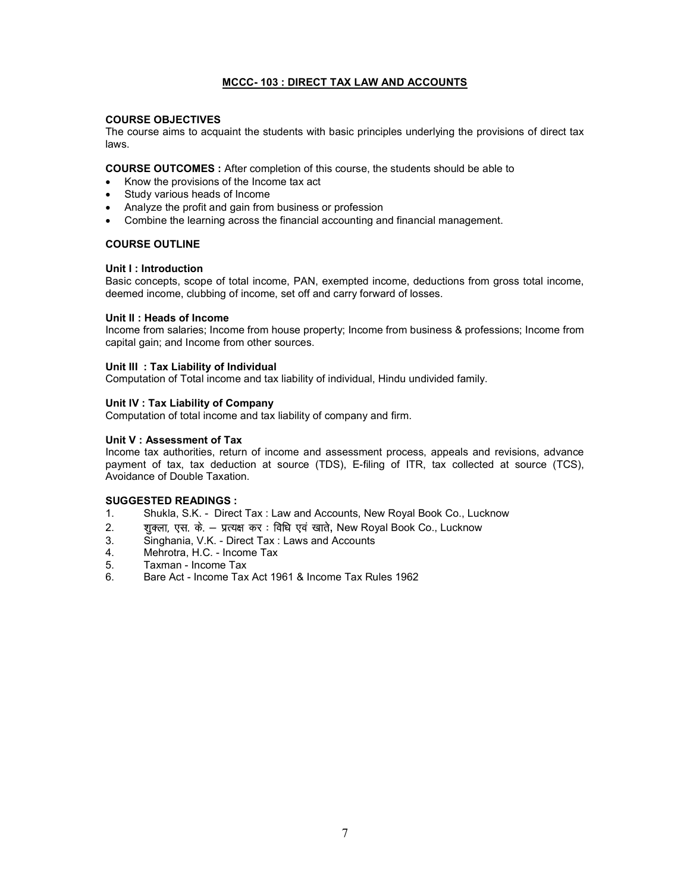## MCCC- 103 : DIRECT TAX LAW AND ACCOUNTS

**COURSE OBJECTIVES**

The course aims to acquaint the students with basic principles underlying the provisions of direct tax laws.

**COURSE OUTCOMES :** After completion of this course, the students should be able to

- Know the provisions of the Income tax act
- Study various heads of Income
- Analyze the profit and gain from business or profession
- Combine the learning across the financial accounting and financial management.

**COURSE OUTLINE**

**Unit I : Introduction**

Basic concepts, scope of total income, PAN, exempted income, deductions from gross total income, deemed income, clubbing of income, set off and carry forward of losses.

**Unit II : Heads of Income**

Income from salaries; Income from house property; Income from business & professions; Income from capital gain; and Income from other sources.

**Unit III : Tax Liability of Individual**

Computation of Total income and tax liability of individual, Hindu undivided family.

**Unit IV : Tax Liability of Company**

Computation of total income and tax liability of company and firm.

**Unit V : Assessment of Tax**

Income tax authorities, return of income and assessment process, appeals and revisions, advance payment of tax, tax deduction at source (TDS), E-filing of ITR, tax collected at source (TCS), Avoidance of Double Taxation.

**SUGGESTED READINGS :**

1. Shukla, S.K. - Direct Tax : Law and Accounts, New Royal Book Co., Lucknow
2. शुक्ला, एस. के. – प्रत्यक्ष कर : विधि एवं खाते, New Royal Book Co., Lucknow
3. Singhania, V.K. - Direct Tax : Laws and Accounts
4. Mehrotra, H.C. - Income Tax
5. Taxman - Income Tax
6. Bare Act - Income Tax Act 1961 & Income Tax Rules 1962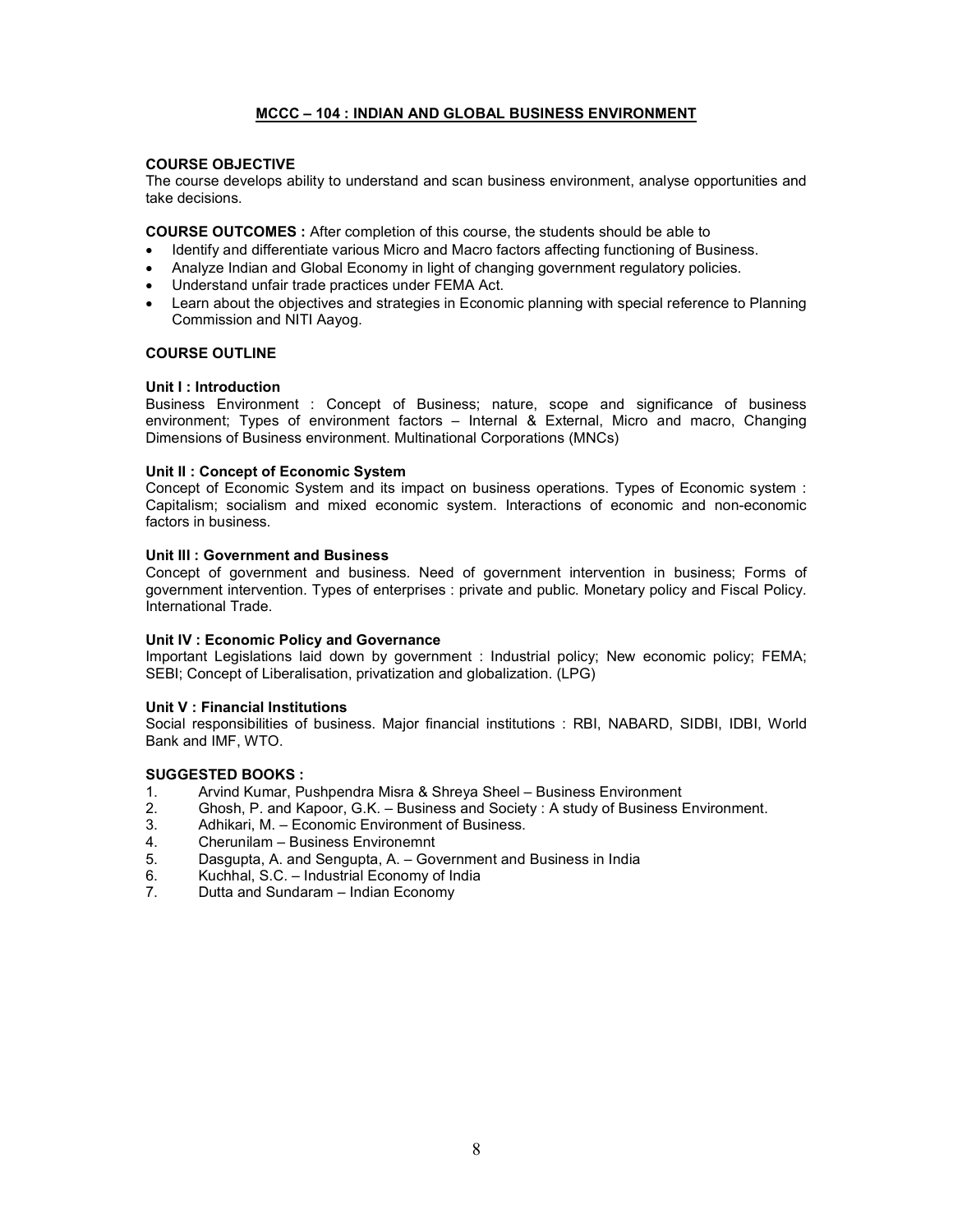# MCCC – 104 : INDIAN AND GLOBAL BUSINESS ENVIRONMENT

**COURSE OBJECTIVE**

The course develops ability to understand and scan business environment, analyse opportunities and take decisions.

**COURSE OUTCOMES :** After completion of this course, the students should be able to

- Identify and differentiate various Micro and Macro factors affecting functioning of Business.
- Analyze Indian and Global Economy in light of changing government regulatory policies.
- Understand unfair trade practices under FEMA Act.
- Learn about the objectives and strategies in Economic planning with special reference to Planning Commission and NITI Aayog.

**COURSE OUTLINE**

**Unit I : Introduction**

Business Environment : Concept of Business; nature, scope and significance of business environment; Types of environment factors – Internal & External, Micro and macro, Changing Dimensions of Business environment. Multinational Corporations (MNCs)

**Unit II : Concept of Economic System**

Concept of Economic System and its impact on business operations. Types of Economic system : Capitalism; socialism and mixed economic system. Interactions of economic and non-economic factors in business.

**Unit III : Government and Business**

Concept of government and business. Need of government intervention in business; Forms of government intervention. Types of enterprises : private and public. Monetary policy and Fiscal Policy. International Trade.

**Unit IV : Economic Policy and Governance**

Important Legislations laid down by government : Industrial policy; New economic policy; FEMA; SEBI; Concept of Liberalisation, privatization and globalization. (LPG)

**Unit V : Financial Institutions**

Social responsibilities of business. Major financial institutions : RBI, NABARD, SIDBI, IDBI, World Bank and IMF, WTO.

**SUGGESTED BOOKS :**

1. Arvind Kumar, Pushpendra Misra & Shreya Sheel – Business Environment
2. Ghosh, P. and Kapoor, G.K. – Business and Society : A study of Business Environment.
3. Adhikari, M. – Economic Environment of Business.
4. Cherunilam – Business Environemnt
5. Dasgupta, A. and Sengupta, A. – Government and Business in India
6. Kuchhal, S.C. – Industrial Economy of India
7. Dutta and Sundaram – Indian Economy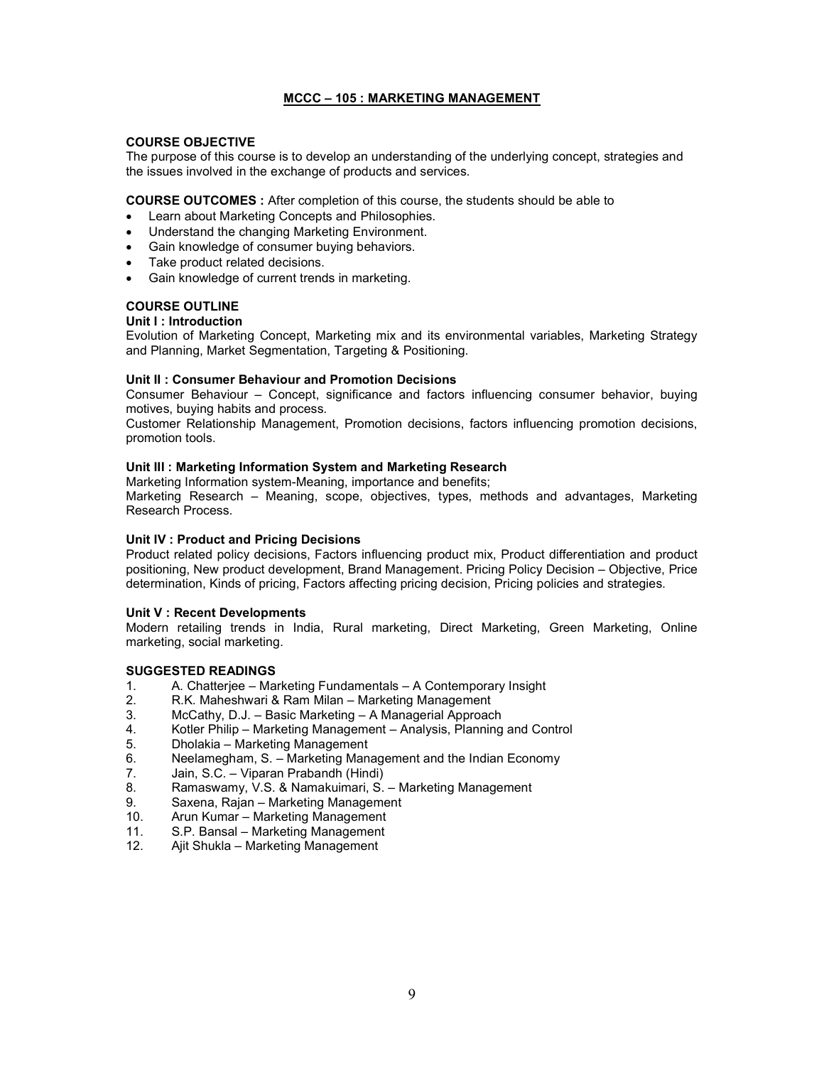## MCCC – 105 : MARKETING MANAGEMENT

**COURSE OBJECTIVE**

The purpose of this course is to develop an understanding of the underlying concept, strategies and the issues involved in the exchange of products and services.

**COURSE OUTCOMES :** After completion of this course, the students should be able to

- Learn about Marketing Concepts and Philosophies.
- Understand the changing Marketing Environment.
- Gain knowledge of consumer buying behaviors.
- Take product related decisions.
- Gain knowledge of current trends in marketing.

**COURSE OUTLINE**

**Unit I : Introduction**

Evolution of Marketing Concept, Marketing mix and its environmental variables, Marketing Strategy and Planning, Market Segmentation, Targeting & Positioning.

**Unit II : Consumer Behaviour and Promotion Decisions**

Consumer Behaviour – Concept, significance and factors influencing consumer behavior, buying motives, buying habits and process.

Customer Relationship Management, Promotion decisions, factors influencing promotion decisions, promotion tools.

**Unit III : Marketing Information System and Marketing Research**

Marketing Information system-Meaning, importance and benefits;

Marketing Research – Meaning, scope, objectives, types, methods and advantages, Marketing Research Process.

**Unit IV : Product and Pricing Decisions**

Product related policy decisions, Factors influencing product mix, Product differentiation and product positioning, New product development, Brand Management. Pricing Policy Decision – Objective, Price determination, Kinds of pricing, Factors affecting pricing decision, Pricing policies and strategies.

**Unit V : Recent Developments**

Modern retailing trends in India, Rural marketing, Direct Marketing, Green Marketing, Online marketing, social marketing.

**SUGGESTED READINGS**

1. A. Chatterjee – Marketing Fundamentals – A Contemporary Insight
2. R.K. Maheshwari & Ram Milan – Marketing Management
3. McCathy, D.J. – Basic Marketing – A Managerial Approach
4. Kotler Philip – Marketing Management – Analysis, Planning and Control
5. Dholakia – Marketing Management
6. Neelamegham, S. – Marketing Management and the Indian Economy
7. Jain, S.C. – Viparan Prabandh (Hindi)
8. Ramaswamy, V.S. & Namakuimari, S. – Marketing Management
9. Saxena, Rajan – Marketing Management
10. Arun Kumar – Marketing Management
11. S.P. Bansal – Marketing Management
12. Ajit Shukla – Marketing Management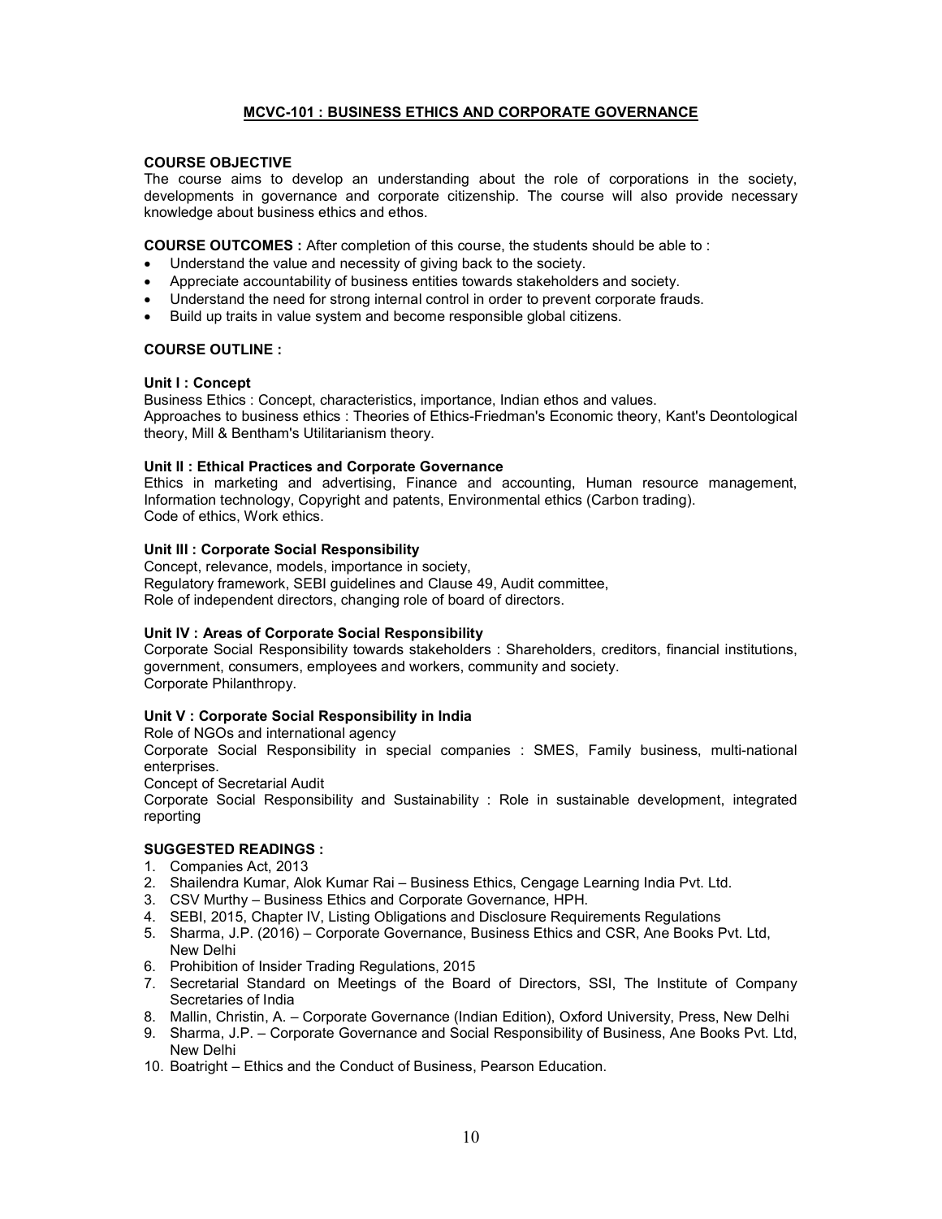## MCVC-101 : BUSINESS ETHICS AND CORPORATE GOVERNANCE

**COURSE OBJECTIVE**

The course aims to develop an understanding about the role of corporations in the society, developments in governance and corporate citizenship. The course will also provide necessary knowledge about business ethics and ethos.

**COURSE OUTCOMES :** After completion of this course, the students should be able to :

- Understand the value and necessity of giving back to the society.
- Appreciate accountability of business entities towards stakeholders and society.
- Understand the need for strong internal control in order to prevent corporate frauds.
- Build up traits in value system and become responsible global citizens.

**COURSE OUTLINE :**

**Unit I : Concept**

Business Ethics : Concept, characteristics, importance, Indian ethos and values.
Approaches to business ethics : Theories of Ethics-Friedman's Economic theory, Kant's Deontological theory, Mill & Bentham's Utilitarianism theory.

**Unit II : Ethical Practices and Corporate Governance**

Ethics in marketing and advertising, Finance and accounting, Human resource management, Information technology, Copyright and patents, Environmental ethics (Carbon trading).
Code of ethics, Work ethics.

**Unit III : Corporate Social Responsibility**

Concept, relevance, models, importance in society,
Regulatory framework, SEBI guidelines and Clause 49, Audit committee,
Role of independent directors, changing role of board of directors.

**Unit IV : Areas of Corporate Social Responsibility**

Corporate Social Responsibility towards stakeholders : Shareholders, creditors, financial institutions, government, consumers, employees and workers, community and society.
Corporate Philanthropy.

**Unit V : Corporate Social Responsibility in India**

Role of NGOs and international agency
Corporate Social Responsibility in special companies : SMES, Family business, multi-national enterprises.
Concept of Secretarial Audit
Corporate Social Responsibility and Sustainability : Role in sustainable development, integrated reporting

**SUGGESTED READINGS :**

1. Companies Act, 2013
2. Shailendra Kumar, Alok Kumar Rai – Business Ethics, Cengage Learning India Pvt. Ltd.
3. CSV Murthy – Business Ethics and Corporate Governance, HPH.
4. SEBI, 2015, Chapter IV, Listing Obligations and Disclosure Requirements Regulations
5. Sharma, J.P. (2016) – Corporate Governance, Business Ethics and CSR, Ane Books Pvt. Ltd, New Delhi
6. Prohibition of Insider Trading Regulations, 2015
7. Secretarial Standard on Meetings of the Board of Directors, SSI, The Institute of Company Secretaries of India
8. Mallin, Christin, A. – Corporate Governance (Indian Edition), Oxford University, Press, New Delhi
9. Sharma, J.P. – Corporate Governance and Social Responsibility of Business, Ane Books Pvt. Ltd, New Delhi
10. Boatright – Ethics and the Conduct of Business, Pearson Education.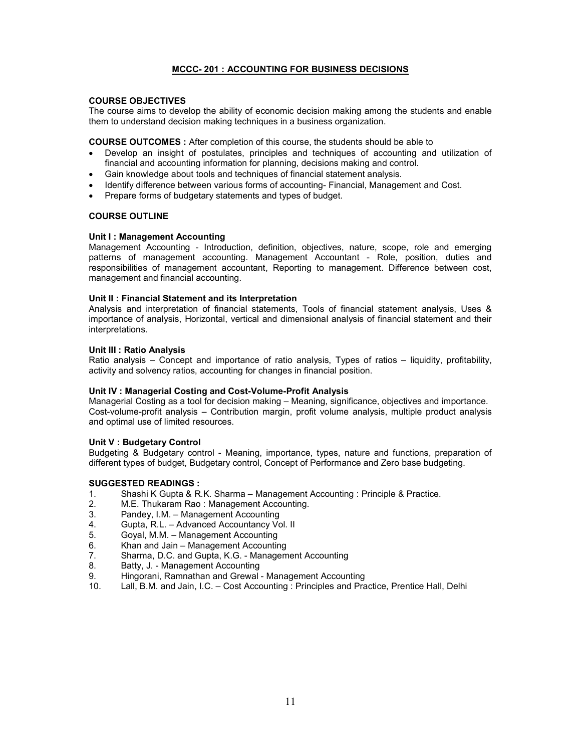## MCCC- 201 : ACCOUNTING FOR BUSINESS DECISIONS

**COURSE OBJECTIVES**

The course aims to develop the ability of economic decision making among the students and enable them to understand decision making techniques in a business organization.

**COURSE OUTCOMES :** After completion of this course, the students should be able to

- Develop an insight of postulates, principles and techniques of accounting and utilization of financial and accounting information for planning, decisions making and control.
- Gain knowledge about tools and techniques of financial statement analysis.
- Identify difference between various forms of accounting- Financial, Management and Cost.
- Prepare forms of budgetary statements and types of budget.

**COURSE OUTLINE**

**Unit I : Management Accounting**

Management Accounting - Introduction, definition, objectives, nature, scope, role and emerging patterns of management accounting. Management Accountant - Role, position, duties and responsibilities of management accountant, Reporting to management. Difference between cost, management and financial accounting.

**Unit II : Financial Statement and its Interpretation**

Analysis and interpretation of financial statements, Tools of financial statement analysis, Uses & importance of analysis, Horizontal, vertical and dimensional analysis of financial statement and their interpretations.

**Unit III : Ratio Analysis**

Ratio analysis – Concept and importance of ratio analysis, Types of ratios – liquidity, profitability, activity and solvency ratios, accounting for changes in financial position.

**Unit IV : Managerial Costing and Cost-Volume-Profit Analysis**

Managerial Costing as a tool for decision making – Meaning, significance, objectives and importance. Cost-volume-profit analysis – Contribution margin, profit volume analysis, multiple product analysis and optimal use of limited resources.

**Unit V : Budgetary Control**

Budgeting & Budgetary control - Meaning, importance, types, nature and functions, preparation of different types of budget, Budgetary control, Concept of Performance and Zero base budgeting.

**SUGGESTED READINGS :**

1. Shashi K Gupta & R.K. Sharma – Management Accounting : Principle & Practice.
2. M.E. Thukaram Rao : Management Accounting.
3. Pandey, I.M. – Management Accounting
4. Gupta, R.L. – Advanced Accountancy Vol. II
5. Goyal, M.M. – Management Accounting
6. Khan and Jain – Management Accounting
7. Sharma, D.C. and Gupta, K.G. - Management Accounting
8. Batty, J. - Management Accounting
9. Hingorani, Ramnathan and Grewal - Management Accounting
10. Lall, B.M. and Jain, I.C. – Cost Accounting : Principles and Practice, Prentice Hall, Delhi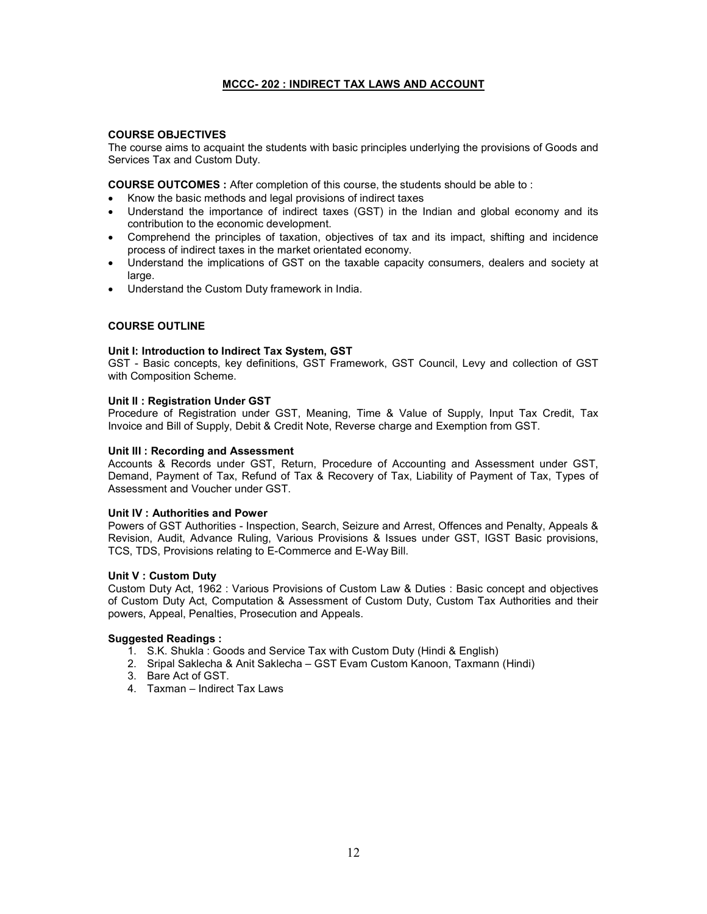## MCCC- 202 : INDIRECT TAX LAWS AND ACCOUNT

**COURSE OBJECTIVES**

The course aims to acquaint the students with basic principles underlying the provisions of Goods and Services Tax and Custom Duty.

**COURSE OUTCOMES :** After completion of this course, the students should be able to :

- Know the basic methods and legal provisions of indirect taxes
- Understand the importance of indirect taxes (GST) in the Indian and global economy and its contribution to the economic development.
- Comprehend the principles of taxation, objectives of tax and its impact, shifting and incidence process of indirect taxes in the market orientated economy.
- Understand the implications of GST on the taxable capacity consumers, dealers and society at large.
- Understand the Custom Duty framework in India.

**COURSE OUTLINE**

**Unit I: Introduction to Indirect Tax System, GST**

GST - Basic concepts, key definitions, GST Framework, GST Council, Levy and collection of GST with Composition Scheme.

**Unit II : Registration Under GST**

Procedure of Registration under GST, Meaning, Time & Value of Supply, Input Tax Credit, Tax Invoice and Bill of Supply, Debit & Credit Note, Reverse charge and Exemption from GST.

**Unit III : Recording and Assessment**

Accounts & Records under GST, Return, Procedure of Accounting and Assessment under GST, Demand, Payment of Tax, Refund of Tax & Recovery of Tax, Liability of Payment of Tax, Types of Assessment and Voucher under GST.

**Unit IV : Authorities and Power**

Powers of GST Authorities - Inspection, Search, Seizure and Arrest, Offences and Penalty, Appeals & Revision, Audit, Advance Ruling, Various Provisions & Issues under GST, IGST Basic provisions, TCS, TDS, Provisions relating to E-Commerce and E-Way Bill.

**Unit V : Custom Duty**

Custom Duty Act, 1962 : Various Provisions of Custom Law & Duties : Basic concept and objectives of Custom Duty Act, Computation & Assessment of Custom Duty, Custom Tax Authorities and their powers, Appeal, Penalties, Prosecution and Appeals.

**Suggested Readings :**

1. S.K. Shukla : Goods and Service Tax with Custom Duty (Hindi & English)
2. Sripal Saklecha & Anit Saklecha – GST Evam Custom Kanoon, Taxmann (Hindi)
3. Bare Act of GST.
4. Taxman – Indirect Tax Laws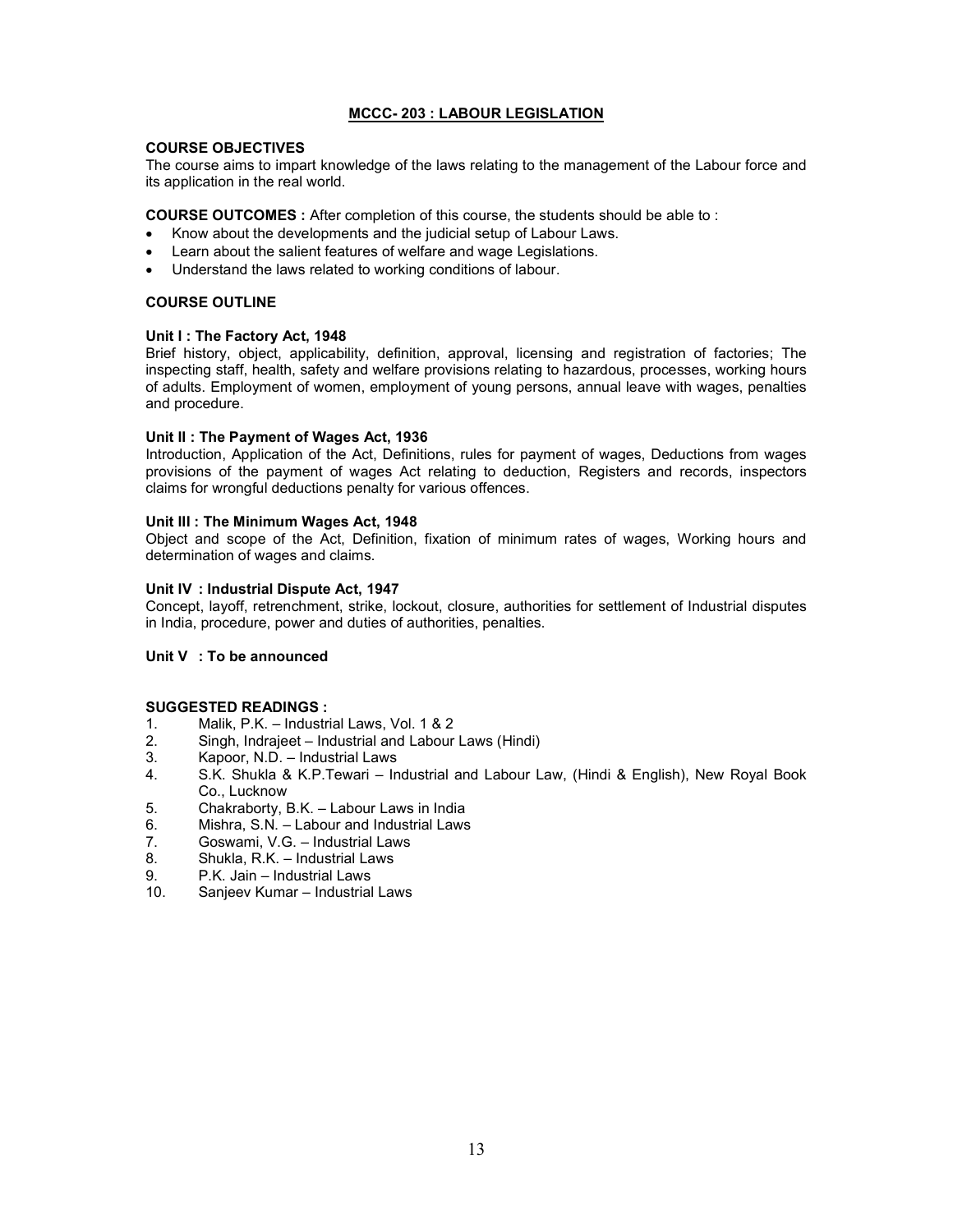## MCCC- 203 : LABOUR LEGISLATION

**COURSE OBJECTIVES**

The course aims to impart knowledge of the laws relating to the management of the Labour force and its application in the real world.

**COURSE OUTCOMES :** After completion of this course, the students should be able to :

- Know about the developments and the judicial setup of Labour Laws.
- Learn about the salient features of welfare and wage Legislations.
- Understand the laws related to working conditions of labour.

**COURSE OUTLINE**

**Unit I : The Factory Act, 1948**

Brief history, object, applicability, definition, approval, licensing and registration of factories; The inspecting staff, health, safety and welfare provisions relating to hazardous, processes, working hours of adults. Employment of women, employment of young persons, annual leave with wages, penalties and procedure.

**Unit II : The Payment of Wages Act, 1936**

Introduction, Application of the Act, Definitions, rules for payment of wages, Deductions from wages provisions of the payment of wages Act relating to deduction, Registers and records, inspectors claims for wrongful deductions penalty for various offences.

**Unit III : The Minimum Wages Act, 1948**

Object and scope of the Act, Definition, fixation of minimum rates of wages, Working hours and determination of wages and claims.

**Unit IV : Industrial Dispute Act, 1947**

Concept, layoff, retrenchment, strike, lockout, closure, authorities for settlement of Industrial disputes in India, procedure, power and duties of authorities, penalties.

**Unit V : To be announced**

**SUGGESTED READINGS :**

1. Malik, P.K. – Industrial Laws, Vol. 1 & 2
2. Singh, Indrajeet – Industrial and Labour Laws (Hindi)
3. Kapoor, N.D. – Industrial Laws
4. S.K. Shukla & K.P.Tewari – Industrial and Labour Law, (Hindi & English), New Royal Book Co., Lucknow
5. Chakraborty, B.K. – Labour Laws in India
6. Mishra, S.N. – Labour and Industrial Laws
7. Goswami, V.G. – Industrial Laws
8. Shukla, R.K. – Industrial Laws
9. P.K. Jain – Industrial Laws
10. Sanjeev Kumar – Industrial Laws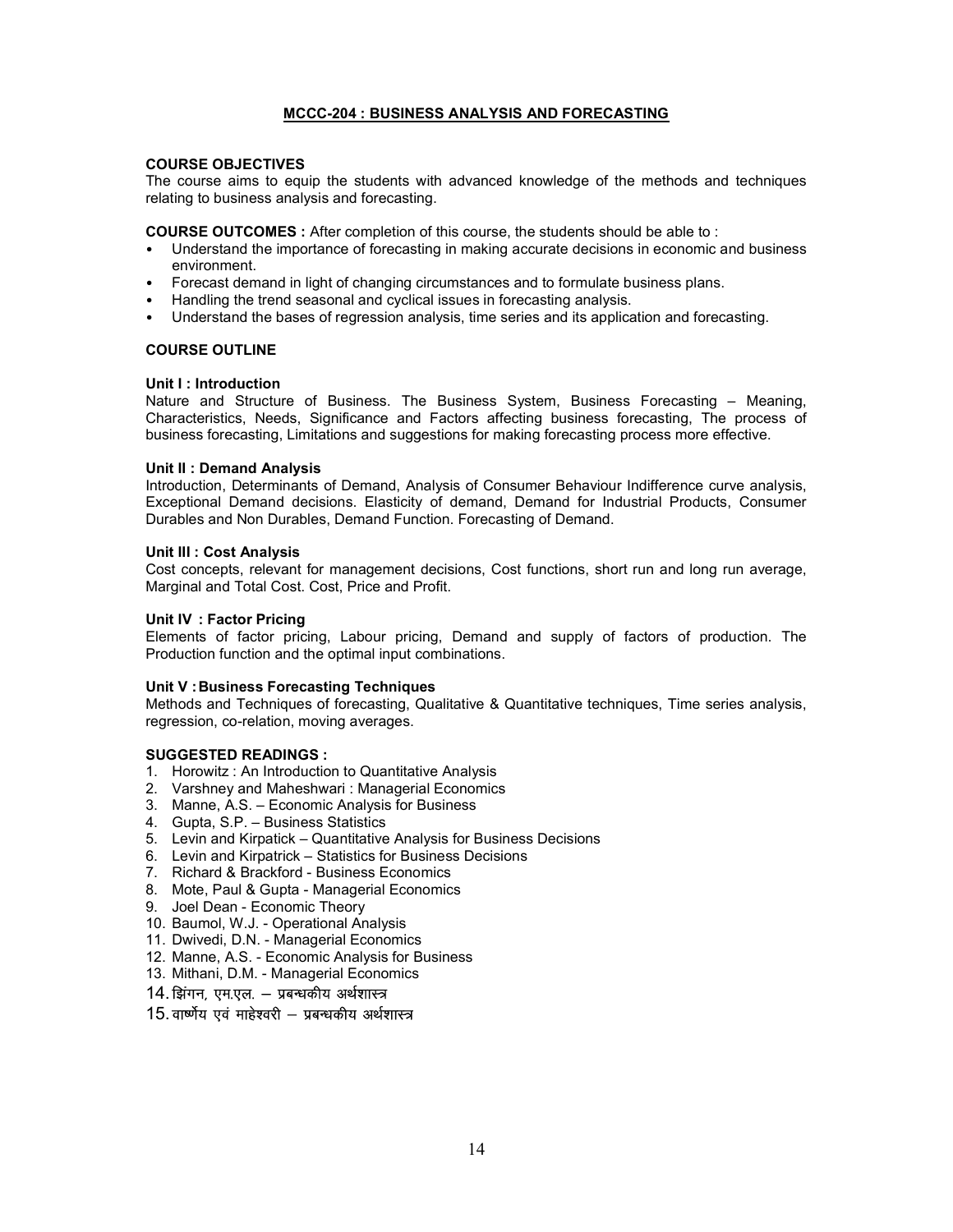## MCCC-204 : BUSINESS ANALYSIS AND FORECASTING

**COURSE OBJECTIVES**

The course aims to equip the students with advanced knowledge of the methods and techniques relating to business analysis and forecasting.

**COURSE OUTCOMES :** After completion of this course, the students should be able to :

- Understand the importance of forecasting in making accurate decisions in economic and business environment.
- Forecast demand in light of changing circumstances and to formulate business plans.
- Handling the trend seasonal and cyclical issues in forecasting analysis.
- Understand the bases of regression analysis, time series and its application and forecasting.

**COURSE OUTLINE**

**Unit I : Introduction**

Nature and Structure of Business. The Business System, Business Forecasting – Meaning, Characteristics, Needs, Significance and Factors affecting business forecasting, The process of business forecasting, Limitations and suggestions for making forecasting process more effective.

**Unit II : Demand Analysis**

Introduction, Determinants of Demand, Analysis of Consumer Behaviour Indifference curve analysis, Exceptional Demand decisions. Elasticity of demand, Demand for Industrial Products, Consumer Durables and Non Durables, Demand Function. Forecasting of Demand.

**Unit III : Cost Analysis**

Cost concepts, relevant for management decisions, Cost functions, short run and long run average, Marginal and Total Cost. Cost, Price and Profit.

**Unit IV : Factor Pricing**

Elements of factor pricing, Labour pricing, Demand and supply of factors of production. The Production function and the optimal input combinations.

**Unit V : Business Forecasting Techniques**

Methods and Techniques of forecasting, Qualitative & Quantitative techniques, Time series analysis, regression, co-relation, moving averages.

**SUGGESTED READINGS :**

1. Horowitz : An Introduction to Quantitative Analysis
2. Varshney and Maheshwari : Managerial Economics
3. Manne, A.S. – Economic Analysis for Business
4. Gupta, S.P. – Business Statistics
5. Levin and Kirpatick – Quantitative Analysis for Business Decisions
6. Levin and Kirpatrick – Statistics for Business Decisions
7. Richard & Brackford - Business Economics
8. Mote, Paul & Gupta - Managerial Economics
9. Joel Dean - Economic Theory
10. Baumol, W.J. - Operational Analysis
11. Dwivedi, D.N. - Managerial Economics
12. Manne, A.S. - Economic Analysis for Business
13. Mithani, D.M. - Managerial Economics
14. झिंगन, एम.एल. – प्रबन्धकीय अर्थशास्त्र
15. वार्ष्णेय एवं माहेश्वरी – प्रबन्धकीय अर्थशास्त्र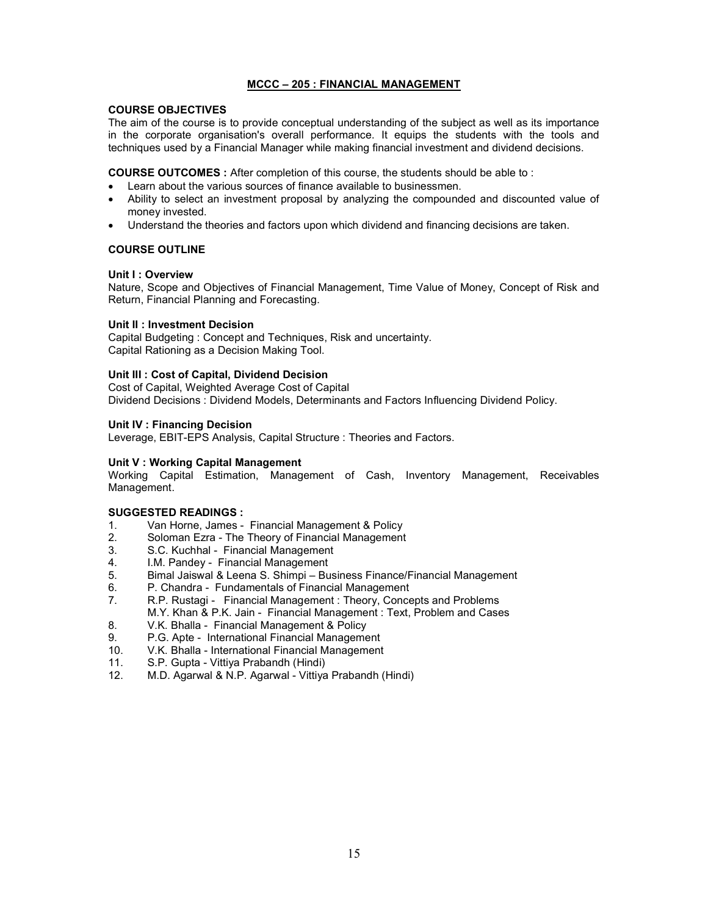## MCCC – 205 : FINANCIAL MANAGEMENT

**COURSE OBJECTIVES**

The aim of the course is to provide conceptual understanding of the subject as well as its importance in the corporate organisation's overall performance. It equips the students with the tools and techniques used by a Financial Manager while making financial investment and dividend decisions.

**COURSE OUTCOMES :** After completion of this course, the students should be able to :

- Learn about the various sources of finance available to businessmen.
- Ability to select an investment proposal by analyzing the compounded and discounted value of money invested.
- Understand the theories and factors upon which dividend and financing decisions are taken.

**COURSE OUTLINE**

**Unit I : Overview**

Nature, Scope and Objectives of Financial Management, Time Value of Money, Concept of Risk and Return, Financial Planning and Forecasting.

**Unit II : Investment Decision**

Capital Budgeting : Concept and Techniques, Risk and uncertainty.
Capital Rationing as a Decision Making Tool.

**Unit III : Cost of Capital, Dividend Decision**

Cost of Capital, Weighted Average Cost of Capital
Dividend Decisions : Dividend Models, Determinants and Factors Influencing Dividend Policy.

**Unit IV : Financing Decision**

Leverage, EBIT-EPS Analysis, Capital Structure : Theories and Factors.

**Unit V : Working Capital Management**

Working Capital Estimation, Management of Cash, Inventory Management, Receivables Management.

**SUGGESTED READINGS :**

1. Van Horne, James - Financial Management & Policy
2. Soloman Ezra - The Theory of Financial Management
3. S.C. Kuchhal - Financial Management
4. I.M. Pandey - Financial Management
5. Bimal Jaiswal & Leena S. Shimpi – Business Finance/Financial Management
6. P. Chandra - Fundamentals of Financial Management
7. R.P. Rustagi - Financial Management : Theory, Concepts and Problems
   M.Y. Khan & P.K. Jain - Financial Management : Text, Problem and Cases
8. V.K. Bhalla - Financial Management & Policy
9. P.G. Apte - International Financial Management
10. V.K. Bhalla - International Financial Management
11. S.P. Gupta - Vittiya Prabandh (Hindi)
12. M.D. Agarwal & N.P. Agarwal - Vittiya Prabandh (Hindi)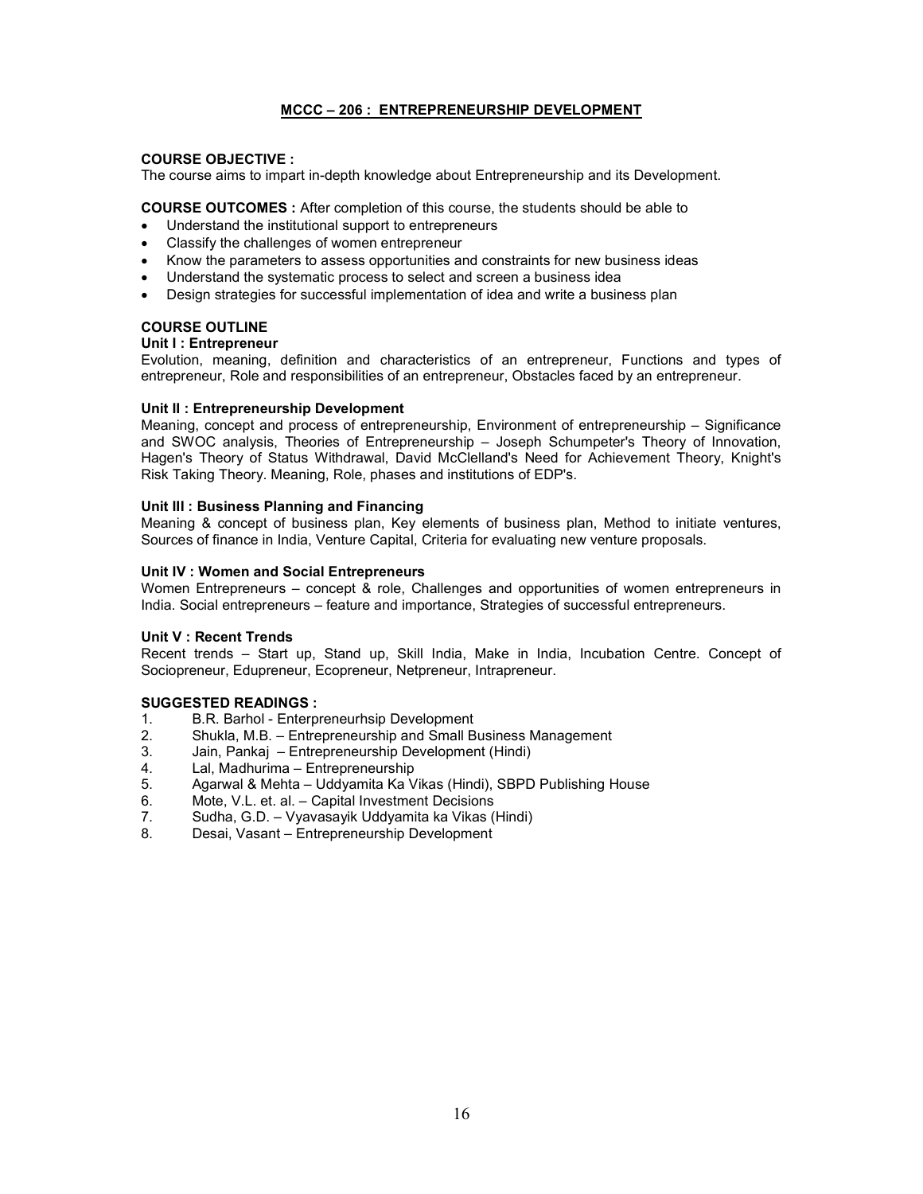## MCCC – 206 : ENTREPRENEURSHIP DEVELOPMENT

**COURSE OBJECTIVE :**
The course aims to impart in-depth knowledge about Entrepreneurship and its Development.

**COURSE OUTCOMES :** After completion of this course, the students should be able to

- Understand the institutional support to entrepreneurs
- Classify the challenges of women entrepreneur
- Know the parameters to assess opportunities and constraints for new business ideas
- Understand the systematic process to select and screen a business idea
- Design strategies for successful implementation of idea and write a business plan

**COURSE OUTLINE**

**Unit I : Entrepreneur**
Evolution, meaning, definition and characteristics of an entrepreneur, Functions and types of entrepreneur, Role and responsibilities of an entrepreneur, Obstacles faced by an entrepreneur.

**Unit II : Entrepreneurship Development**
Meaning, concept and process of entrepreneurship, Environment of entrepreneurship – Significance and SWOC analysis, Theories of Entrepreneurship – Joseph Schumpeter's Theory of Innovation, Hagen's Theory of Status Withdrawal, David McClelland's Need for Achievement Theory, Knight's Risk Taking Theory. Meaning, Role, phases and institutions of EDP's.

**Unit III : Business Planning and Financing**
Meaning & concept of business plan, Key elements of business plan, Method to initiate ventures, Sources of finance in India, Venture Capital, Criteria for evaluating new venture proposals.

**Unit IV : Women and Social Entrepreneurs**
Women Entrepreneurs – concept & role, Challenges and opportunities of women entrepreneurs in India. Social entrepreneurs – feature and importance, Strategies of successful entrepreneurs.

**Unit V : Recent Trends**
Recent trends – Start up, Stand up, Skill India, Make in India, Incubation Centre. Concept of Sociopreneur, Edupreneur, Ecopreneur, Netpreneur, Intrapreneur.

**SUGGESTED READINGS :**

1. B.R. Barhol - Enterpreneurhsip Development
2. Shukla, M.B. – Entrepreneurship and Small Business Management
3. Jain, Pankaj – Entrepreneurship Development (Hindi)
4. Lal, Madhurima – Entrepreneurship
5. Agarwal & Mehta – Uddyamita Ka Vikas (Hindi), SBPD Publishing House
6. Mote, V.L. et. al. – Capital Investment Decisions
7. Sudha, G.D. – Vyavasayik Uddyamita ka Vikas (Hindi)
8. Desai, Vasant – Entrepreneurship Development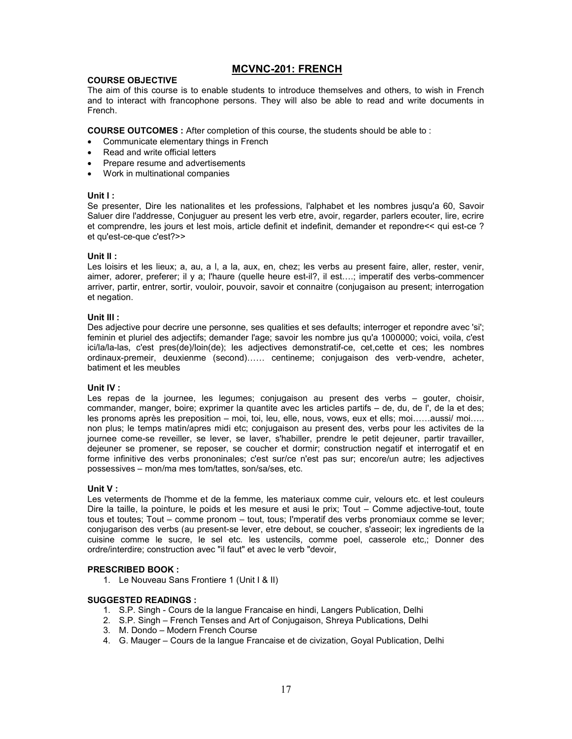## MCVNC-201: FRENCH

**COURSE OBJECTIVE**

The aim of this course is to enable students to introduce themselves and others, to wish in French and to interact with francophone persons. They will also be able to read and write documents in French.

**COURSE OUTCOMES :** After completion of this course, the students should be able to :

- Communicate elementary things in French
- Read and write official letters
- Prepare resume and advertisements
- Work in multinational companies

**Unit I :**

Se presenter, Dire les nationalites et les professions, l'alphabet et les nombres jusqu'a 60, Savoir Saluer dire l'addresse, Conjuguer au present les verb etre, avoir, regarder, parlers ecouter, lire, ecrire et comprendre, les jours et lest mois, article definit et indefinit, demander et repondre<< qui est-ce ? et qu'est-ce-que c'est?>>

**Unit II :**

Les loisirs et les lieux; a, au, a l, a la, aux, en, chez; les verbs au present faire, aller, rester, venir, aimer, adorer, preferer; il y a; l'haure (quelle heure est-il?, il est….; imperatif des verbs-commencer arriver, partir, entrer, sortir, vouloir, pouvoir, savoir et connaitre (conjugaison au present; interrogation et negation.

**Unit III :**

Des adjective pour decrire une personne, ses qualities et ses defaults; interroger et repondre avec 'si'; feminin et pluriel des adjectifs; demander l'age; savoir les nombre jus qu'a 1000000; voici, voila, c'est ici/la/la-las, c'est pres(de)/loin(de); les adjectives demonstratif-ce, cet,cette et ces; les nombres ordinaux-premeir, deuxienme (second)…… centineme; conjugaison des verb-vendre, acheter, batiment et les meubles

**Unit IV :**

Les repas de la journee, les legumes; conjugaison au present des verbs – gouter, choisir, commander, manger, boire; exprimer la quantite avec les articles partifs – de, du, de l', de la et des; les pronoms après les preposition – moi, toi, leu, elle, nous, vows, eux et ells; moi……aussi/ moi….. non plus; le temps matin/apres midi etc; conjugaison au present des, verbs pour les activites de la journee come-se reveiller, se lever, se laver, s'habiller, prendre le petit dejeuner, partir travailler, dejeuner se promener, se reposer, se coucher et dormir; construction negatif et interrogatif et en forme infinitive des verbs prononinales; c'est sur/ce n'est pas sur; encore/un autre; les adjectives possessives – mon/ma mes tom/tattes, son/sa/ses, etc.

**Unit V :**

Les veterments de l'homme et de la femme, les materiaux comme cuir, velours etc. et lest couleurs Dire la taille, la pointure, le poids et les mesure et ausi le prix; Tout – Comme adjective-tout, toute tous et toutes; Tout – comme pronom – tout, tous; I'mperatif des verbs pronomiaux comme se lever; conjugarison des verbs (au present-se lever, etre debout, se coucher, s'asseoir; lex ingredients de la cuisine comme le sucre, le sel etc. les ustencils, comme poel, casserole etc,; Donner des ordre/interdire; construction avec "il faut" et avec le verb "devoir,

**PRESCRIBED BOOK :**

1. Le Nouveau Sans Frontiere 1 (Unit I & II)

**SUGGESTED READINGS :**

1. S.P. Singh - Cours de la langue Francaise en hindi, Langers Publication, Delhi
2. S.P. Singh – French Tenses and Art of Conjugaison, Shreya Publications, Delhi
3. M. Dondo – Modern French Course
4. G. Mauger – Cours de la langue Francaise et de civization, Goyal Publication, Delhi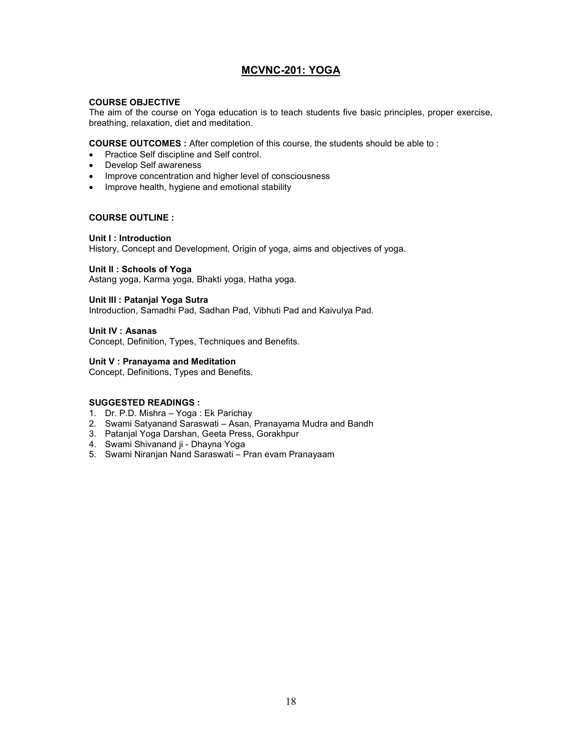## MCVNC-201: YOGA

**COURSE OBJECTIVE**

The aim of the course on Yoga education is to teach students five basic principles, proper exercise, breathing, relaxation, diet and meditation.

**COURSE OUTCOMES :** After completion of this course, the students should be able to :

- Practice Self discipline and Self control.
- Develop Self awareness
- Improve concentration and higher level of consciousness
- Improve health, hygiene and emotional stability

**COURSE OUTLINE :**

**Unit I : Introduction**

History, Concept and Development, Origin of yoga, aims and objectives of yoga.

**Unit II : Schools of Yoga**

Astang yoga, Karma yoga, Bhakti yoga, Hatha yoga.

**Unit III : Patanjal Yoga Sutra**

Introduction, Samadhi Pad, Sadhan Pad, Vibhuti Pad and Kaivulya Pad.

**Unit IV : Asanas**

Concept, Definition, Types, Techniques and Benefits.

**Unit V : Pranayama and Meditation**

Concept, Definitions, Types and Benefits.

**SUGGESTED READINGS :**

1. Dr. P.D. Mishra – Yoga : Ek Parichay
2. Swami Satyanand Saraswati – Asan, Pranayama Mudra and Bandh
3. Patanjal Yoga Darshan, Geeta Press, Gorakhpur
4. Swami Shivanand ji - Dhayna Yoga
5. Swami Niranjan Nand Saraswati – Pran evam Pranayaam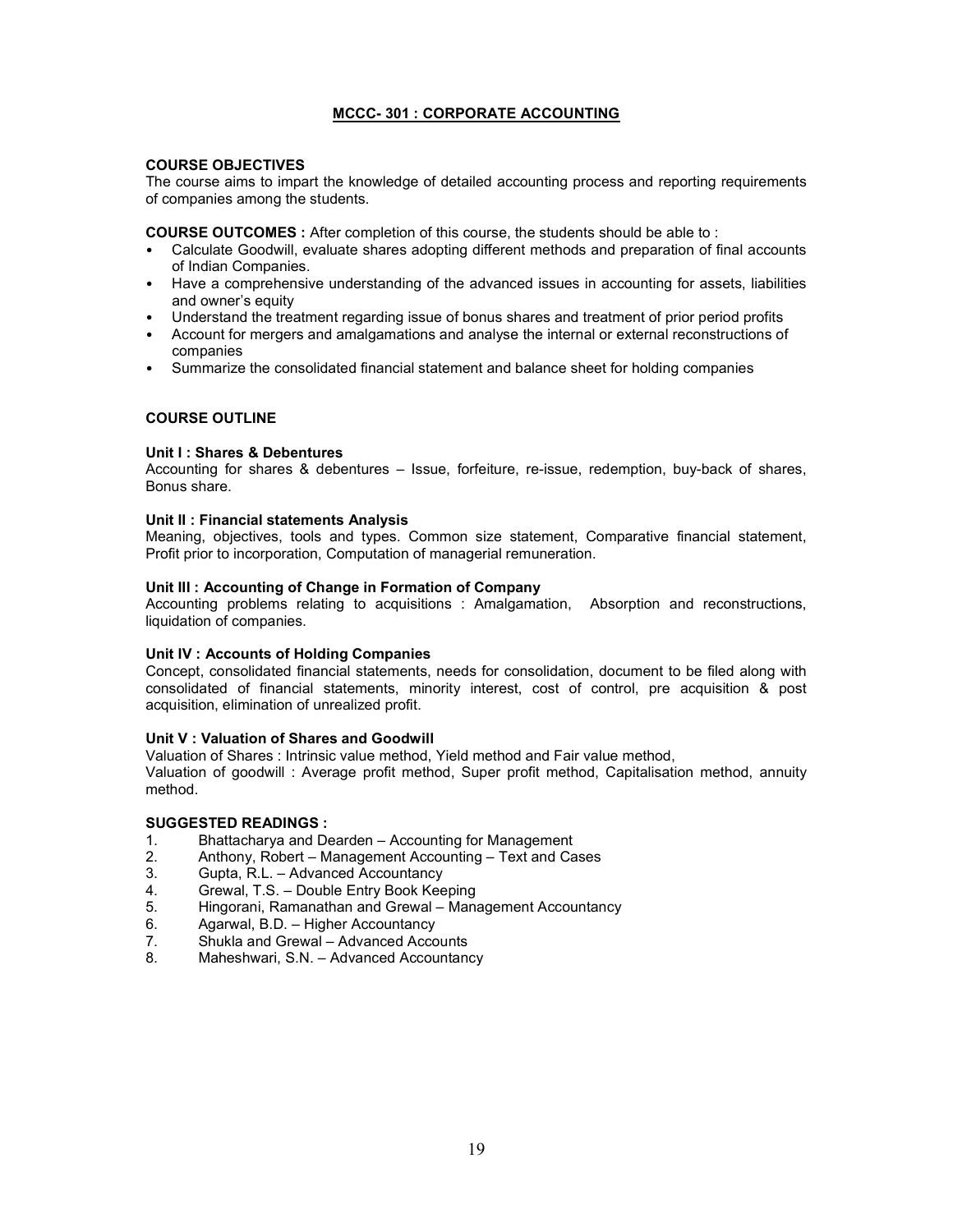## MCCC- 301 : CORPORATE ACCOUNTING

**COURSE OBJECTIVES**

The course aims to impart the knowledge of detailed accounting process and reporting requirements of companies among the students.

**COURSE OUTCOMES :** After completion of this course, the students should be able to :

- Calculate Goodwill, evaluate shares adopting different methods and preparation of final accounts of Indian Companies.
- Have a comprehensive understanding of the advanced issues in accounting for assets, liabilities and owner's equity
- Understand the treatment regarding issue of bonus shares and treatment of prior period profits
- Account for mergers and amalgamations and analyse the internal or external reconstructions of companies
- Summarize the consolidated financial statement and balance sheet for holding companies

**COURSE OUTLINE**

**Unit I : Shares & Debentures**

Accounting for shares & debentures – Issue, forfeiture, re-issue, redemption, buy-back of shares, Bonus share.

**Unit II : Financial statements Analysis**

Meaning, objectives, tools and types. Common size statement, Comparative financial statement, Profit prior to incorporation, Computation of managerial remuneration.

**Unit III : Accounting of Change in Formation of Company**

Accounting problems relating to acquisitions : Amalgamation, Absorption and reconstructions, liquidation of companies.

**Unit IV : Accounts of Holding Companies**

Concept, consolidated financial statements, needs for consolidation, document to be filed along with consolidated of financial statements, minority interest, cost of control, pre acquisition & post acquisition, elimination of unrealized profit.

**Unit V : Valuation of Shares and Goodwill**

Valuation of Shares : Intrinsic value method, Yield method and Fair value method,
Valuation of goodwill : Average profit method, Super profit method, Capitalisation method, annuity method.

**SUGGESTED READINGS :**

1. Bhattacharya and Dearden – Accounting for Management
2. Anthony, Robert – Management Accounting – Text and Cases
3. Gupta, R.L. – Advanced Accountancy
4. Grewal, T.S. – Double Entry Book Keeping
5. Hingorani, Ramanathan and Grewal – Management Accountancy
6. Agarwal, B.D. – Higher Accountancy
7. Shukla and Grewal – Advanced Accounts
8. Maheshwari, S.N. – Advanced Accountancy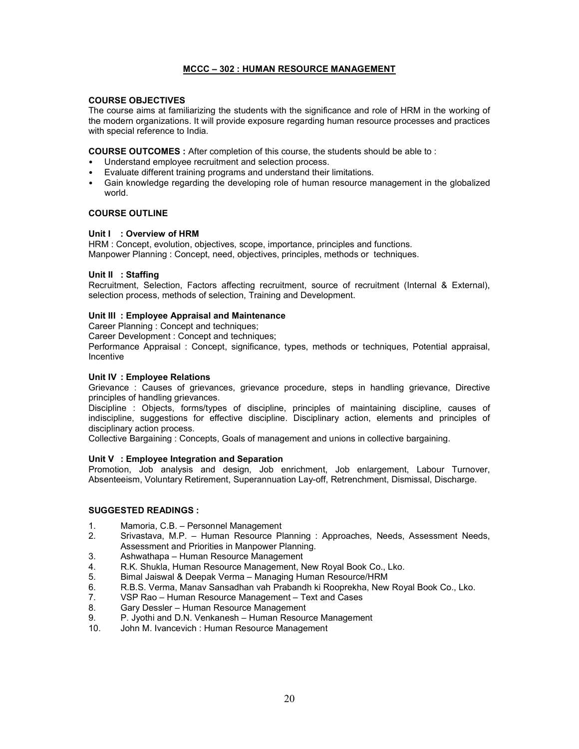## MCCC – 302 : HUMAN RESOURCE MANAGEMENT

**COURSE OBJECTIVES**

The course aims at familiarizing the students with the significance and role of HRM in the working of the modern organizations. It will provide exposure regarding human resource processes and practices with special reference to India.

**COURSE OUTCOMES :** After completion of this course, the students should be able to :

- Understand employee recruitment and selection process.
- Evaluate different training programs and understand their limitations.
- Gain knowledge regarding the developing role of human resource management in the globalized world.

**COURSE OUTLINE**

**Unit I : Overview of HRM**

HRM : Concept, evolution, objectives, scope, importance, principles and functions.
Manpower Planning : Concept, need, objectives, principles, methods or techniques.

**Unit II : Staffing**

Recruitment, Selection, Factors affecting recruitment, source of recruitment (Internal & External), selection process, methods of selection, Training and Development.

**Unit III : Employee Appraisal and Maintenance**

Career Planning : Concept and techniques;
Career Development : Concept and techniques;
Performance Appraisal : Concept, significance, types, methods or techniques, Potential appraisal, Incentive

**Unit IV : Employee Relations**

Grievance : Causes of grievances, grievance procedure, steps in handling grievance, Directive principles of handling grievances.
Discipline : Objects, forms/types of discipline, principles of maintaining discipline, causes of indiscipline, suggestions for effective discipline. Disciplinary action, elements and principles of disciplinary action process.
Collective Bargaining : Concepts, Goals of management and unions in collective bargaining.

**Unit V : Employee Integration and Separation**

Promotion, Job analysis and design, Job enrichment, Job enlargement, Labour Turnover, Absenteeism, Voluntary Retirement, Superannuation Lay-off, Retrenchment, Dismissal, Discharge.

**SUGGESTED READINGS :**

1. Mamoria, C.B. – Personnel Management
2. Srivastava, M.P. – Human Resource Planning : Approaches, Needs, Assessment Needs, Assessment and Priorities in Manpower Planning.
3. Ashwathapa – Human Resource Management
4. R.K. Shukla, Human Resource Management, New Royal Book Co., Lko.
5. Bimal Jaiswal & Deepak Verma – Managing Human Resource/HRM
6. R.B.S. Verma, Manav Sansadhan vah Prabandh ki Rooprekha, New Royal Book Co., Lko.
7. VSP Rao – Human Resource Management – Text and Cases
8. Gary Dessler – Human Resource Management
9. P. Jyothi and D.N. Venkanesh – Human Resource Management
10. John M. Ivancevich : Human Resource Management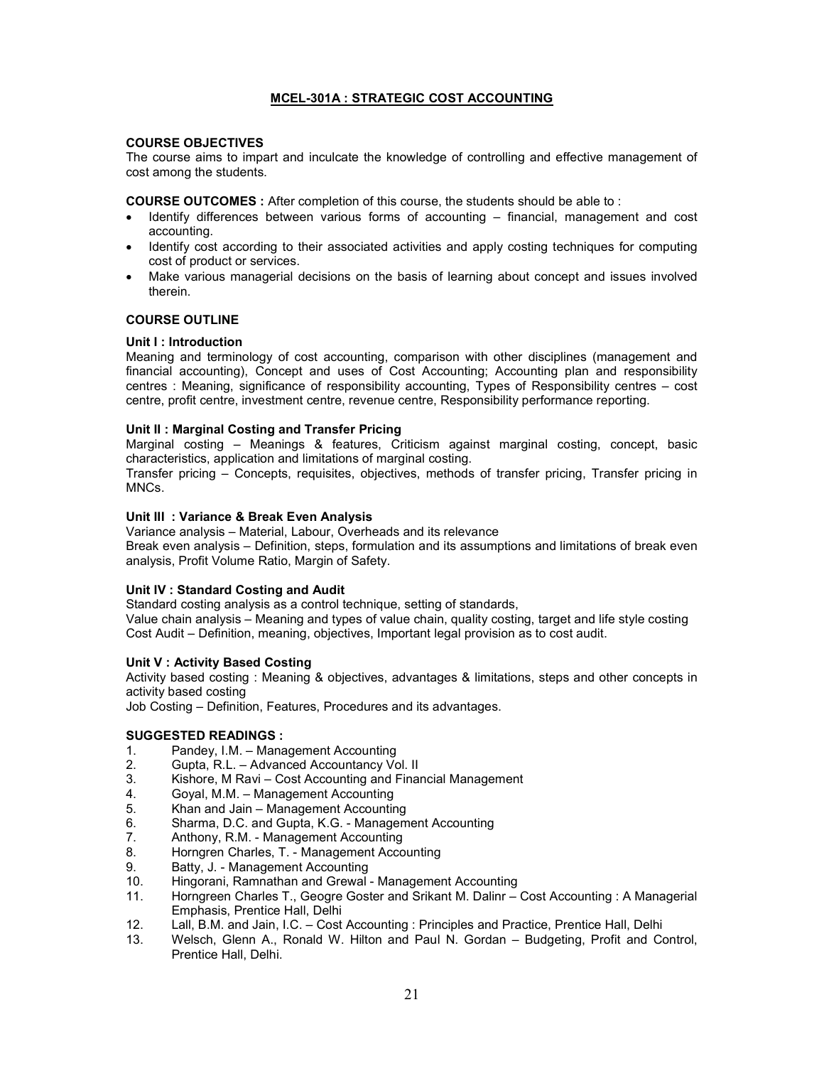## MCEL-301A : STRATEGIC COST ACCOUNTING

**COURSE OBJECTIVES**

The course aims to impart and inculcate the knowledge of controlling and effective management of cost among the students.

**COURSE OUTCOMES :** After completion of this course, the students should be able to :

- Identify differences between various forms of accounting – financial, management and cost accounting.
- Identify cost according to their associated activities and apply costing techniques for computing cost of product or services.
- Make various managerial decisions on the basis of learning about concept and issues involved therein.

**COURSE OUTLINE**

**Unit I : Introduction**

Meaning and terminology of cost accounting, comparison with other disciplines (management and financial accounting), Concept and uses of Cost Accounting; Accounting plan and responsibility centres : Meaning, significance of responsibility accounting, Types of Responsibility centres – cost centre, profit centre, investment centre, revenue centre, Responsibility performance reporting.

**Unit II : Marginal Costing and Transfer Pricing**

Marginal costing – Meanings & features, Criticism against marginal costing, concept, basic characteristics, application and limitations of marginal costing.

Transfer pricing – Concepts, requisites, objectives, methods of transfer pricing, Transfer pricing in MNCs.

**Unit III : Variance & Break Even Analysis**

Variance analysis – Material, Labour, Overheads and its relevance

Break even analysis – Definition, steps, formulation and its assumptions and limitations of break even analysis, Profit Volume Ratio, Margin of Safety.

**Unit IV : Standard Costing and Audit**

Standard costing analysis as a control technique, setting of standards,

Value chain analysis – Meaning and types of value chain, quality costing, target and life style costing

Cost Audit – Definition, meaning, objectives, Important legal provision as to cost audit.

**Unit V : Activity Based Costing**

Activity based costing : Meaning & objectives, advantages & limitations, steps and other concepts in activity based costing

Job Costing – Definition, Features, Procedures and its advantages.

**SUGGESTED READINGS :**

1. Pandey, I.M. – Management Accounting
2. Gupta, R.L. – Advanced Accountancy Vol. II
3. Kishore, M Ravi – Cost Accounting and Financial Management
4. Goyal, M.M. – Management Accounting
5. Khan and Jain – Management Accounting
6. Sharma, D.C. and Gupta, K.G. - Management Accounting
7. Anthony, R.M. - Management Accounting
8. Horngren Charles, T. - Management Accounting
9. Batty, J. - Management Accounting
10. Hingorani, Ramnathan and Grewal - Management Accounting
11. Horngreen Charles T., Geogre Goster and Srikant M. Dalinr – Cost Accounting : A Managerial Emphasis, Prentice Hall, Delhi
12. Lall, B.M. and Jain, I.C. – Cost Accounting : Principles and Practice, Prentice Hall, Delhi
13. Welsch, Glenn A., Ronald W. Hilton and Paul N. Gordan – Budgeting, Profit and Control, Prentice Hall, Delhi.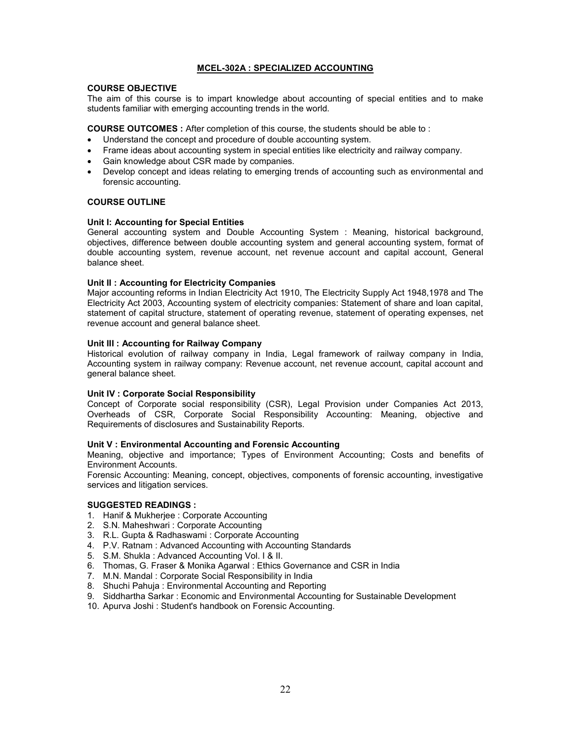## MCEL-302A : SPECIALIZED ACCOUNTING

**COURSE OBJECTIVE**

The aim of this course is to impart knowledge about accounting of special entities and to make students familiar with emerging accounting trends in the world.

**COURSE OUTCOMES :** After completion of this course, the students should be able to :

- Understand the concept and procedure of double accounting system.
- Frame ideas about accounting system in special entities like electricity and railway company.
- Gain knowledge about CSR made by companies.
- Develop concept and ideas relating to emerging trends of accounting such as environmental and forensic accounting.

**COURSE OUTLINE**

**Unit I: Accounting for Special Entities**

General accounting system and Double Accounting System : Meaning, historical background, objectives, difference between double accounting system and general accounting system, format of double accounting system, revenue account, net revenue account and capital account, General balance sheet.

**Unit II : Accounting for Electricity Companies**

Major accounting reforms in Indian Electricity Act 1910, The Electricity Supply Act 1948,1978 and The Electricity Act 2003, Accounting system of electricity companies: Statement of share and loan capital, statement of capital structure, statement of operating revenue, statement of operating expenses, net revenue account and general balance sheet.

**Unit III : Accounting for Railway Company**

Historical evolution of railway company in India, Legal framework of railway company in India, Accounting system in railway company: Revenue account, net revenue account, capital account and general balance sheet.

**Unit IV : Corporate Social Responsibility**

Concept of Corporate social responsibility (CSR), Legal Provision under Companies Act 2013, Overheads of CSR, Corporate Social Responsibility Accounting: Meaning, objective and Requirements of disclosures and Sustainability Reports.

**Unit V : Environmental Accounting and Forensic Accounting**

Meaning, objective and importance; Types of Environment Accounting; Costs and benefits of Environment Accounts.

Forensic Accounting: Meaning, concept, objectives, components of forensic accounting, investigative services and litigation services.

**SUGGESTED READINGS :**

1. Hanif & Mukherjee : Corporate Accounting
2. S.N. Maheshwari : Corporate Accounting
3. R.L. Gupta & Radhaswami : Corporate Accounting
4. P.V. Ratnam : Advanced Accounting with Accounting Standards
5. S.M. Shukla : Advanced Accounting Vol. I & II.
6. Thomas, G. Fraser & Monika Agarwal : Ethics Governance and CSR in India
7. M.N. Mandal : Corporate Social Responsibility in India
8. Shuchi Pahuja : Environmental Accounting and Reporting
9. Siddhartha Sarkar : Economic and Environmental Accounting for Sustainable Development
10. Apurva Joshi : Student's handbook on Forensic Accounting.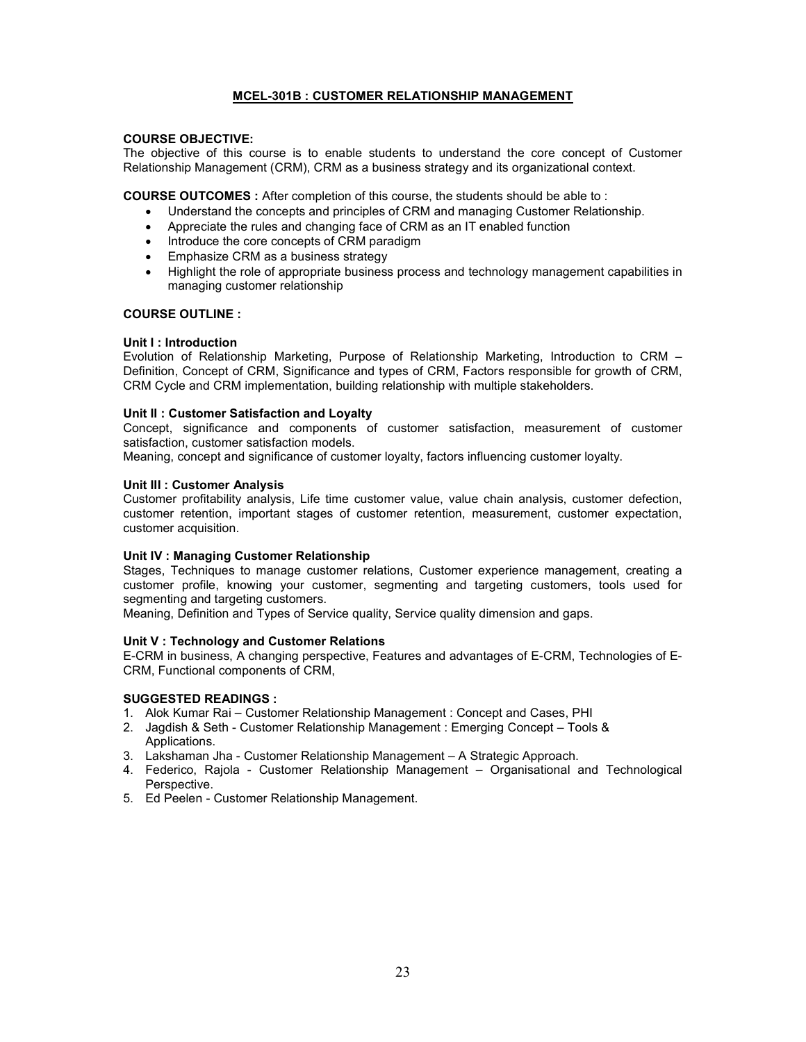## MCEL-301B : CUSTOMER RELATIONSHIP MANAGEMENT

**COURSE OBJECTIVE:**
The objective of this course is to enable students to understand the core concept of Customer Relationship Management (CRM), CRM as a business strategy and its organizational context.

**COURSE OUTCOMES :** After completion of this course, the students should be able to :

- Understand the concepts and principles of CRM and managing Customer Relationship.
- Appreciate the rules and changing face of CRM as an IT enabled function
- Introduce the core concepts of CRM paradigm
- Emphasize CRM as a business strategy
- Highlight the role of appropriate business process and technology management capabilities in managing customer relationship

**COURSE OUTLINE :**

**Unit I : Introduction**
Evolution of Relationship Marketing, Purpose of Relationship Marketing, Introduction to CRM – Definition, Concept of CRM, Significance and types of CRM, Factors responsible for growth of CRM, CRM Cycle and CRM implementation, building relationship with multiple stakeholders.

**Unit II : Customer Satisfaction and Loyalty**
Concept, significance and components of customer satisfaction, measurement of customer satisfaction, customer satisfaction models.
Meaning, concept and significance of customer loyalty, factors influencing customer loyalty.

**Unit III : Customer Analysis**
Customer profitability analysis, Life time customer value, value chain analysis, customer defection, customer retention, important stages of customer retention, measurement, customer expectation, customer acquisition.

**Unit IV : Managing Customer Relationship**
Stages, Techniques to manage customer relations, Customer experience management, creating a customer profile, knowing your customer, segmenting and targeting customers, tools used for segmenting and targeting customers.
Meaning, Definition and Types of Service quality, Service quality dimension and gaps.

**Unit V : Technology and Customer Relations**
E-CRM in business, A changing perspective, Features and advantages of E-CRM, Technologies of E-CRM, Functional components of CRM,

**SUGGESTED READINGS :**

1. Alok Kumar Rai – Customer Relationship Management : Concept and Cases, PHI
2. Jagdish & Seth - Customer Relationship Management : Emerging Concept – Tools & Applications.
3. Lakshaman Jha - Customer Relationship Management – A Strategic Approach.
4. Federico, Rajola - Customer Relationship Management – Organisational and Technological Perspective.
5. Ed Peelen - Customer Relationship Management.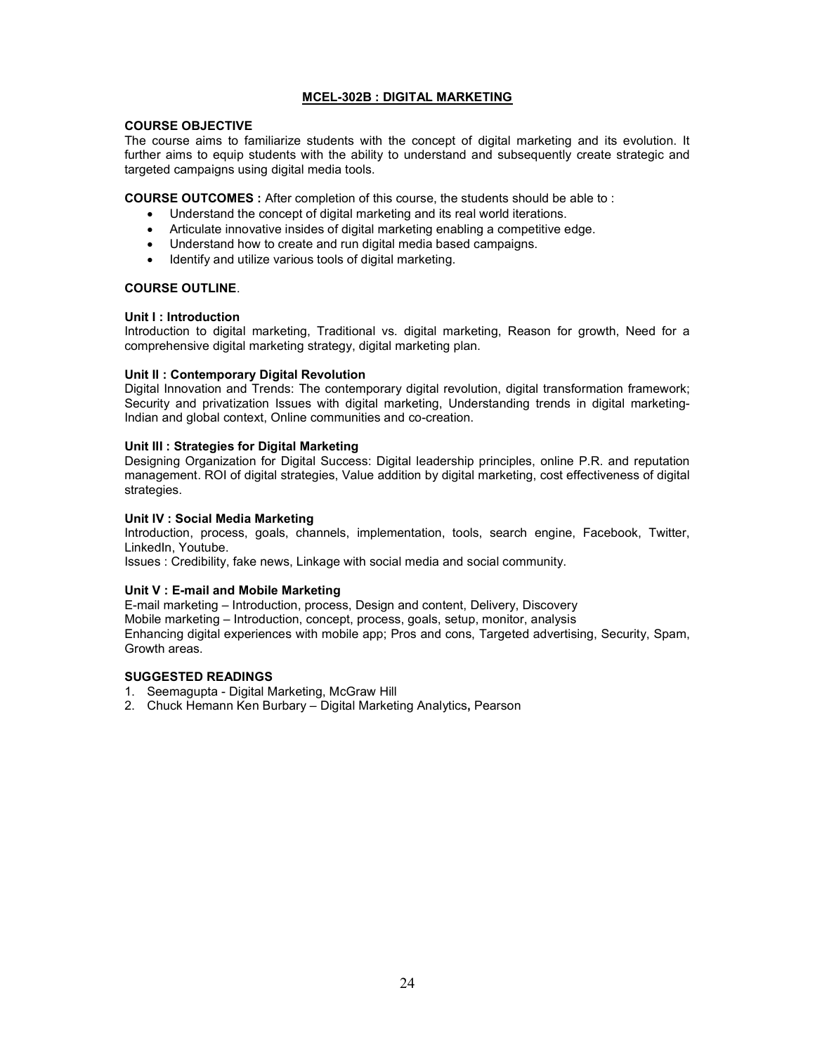## MCEL-302B : DIGITAL MARKETING

**COURSE OBJECTIVE**

The course aims to familiarize students with the concept of digital marketing and its evolution. It further aims to equip students with the ability to understand and subsequently create strategic and targeted campaigns using digital media tools.

**COURSE OUTCOMES :** After completion of this course, the students should be able to :

- Understand the concept of digital marketing and its real world iterations.
- Articulate innovative insides of digital marketing enabling a competitive edge.
- Understand how to create and run digital media based campaigns.
- Identify and utilize various tools of digital marketing.

**COURSE OUTLINE**.

**Unit I : Introduction**

Introduction to digital marketing, Traditional vs. digital marketing, Reason for growth, Need for a comprehensive digital marketing strategy, digital marketing plan.

**Unit II : Contemporary Digital Revolution**

Digital Innovation and Trends: The contemporary digital revolution, digital transformation framework; Security and privatization Issues with digital marketing, Understanding trends in digital marketing-Indian and global context, Online communities and co-creation.

**Unit III : Strategies for Digital Marketing**

Designing Organization for Digital Success: Digital leadership principles, online P.R. and reputation management. ROI of digital strategies, Value addition by digital marketing, cost effectiveness of digital strategies.

**Unit IV : Social Media Marketing**

Introduction, process, goals, channels, implementation, tools, search engine, Facebook, Twitter, LinkedIn, Youtube.

Issues : Credibility, fake news, Linkage with social media and social community.

**Unit V : E-mail and Mobile Marketing**

E-mail marketing – Introduction, process, Design and content, Delivery, Discovery

Mobile marketing – Introduction, concept, process, goals, setup, monitor, analysis

Enhancing digital experiences with mobile app; Pros and cons, Targeted advertising, Security, Spam, Growth areas.

**SUGGESTED READINGS**

1. Seemagupta - Digital Marketing, McGraw Hill
2. Chuck Hemann Ken Burbary – Digital Marketing Analytics**,** Pearson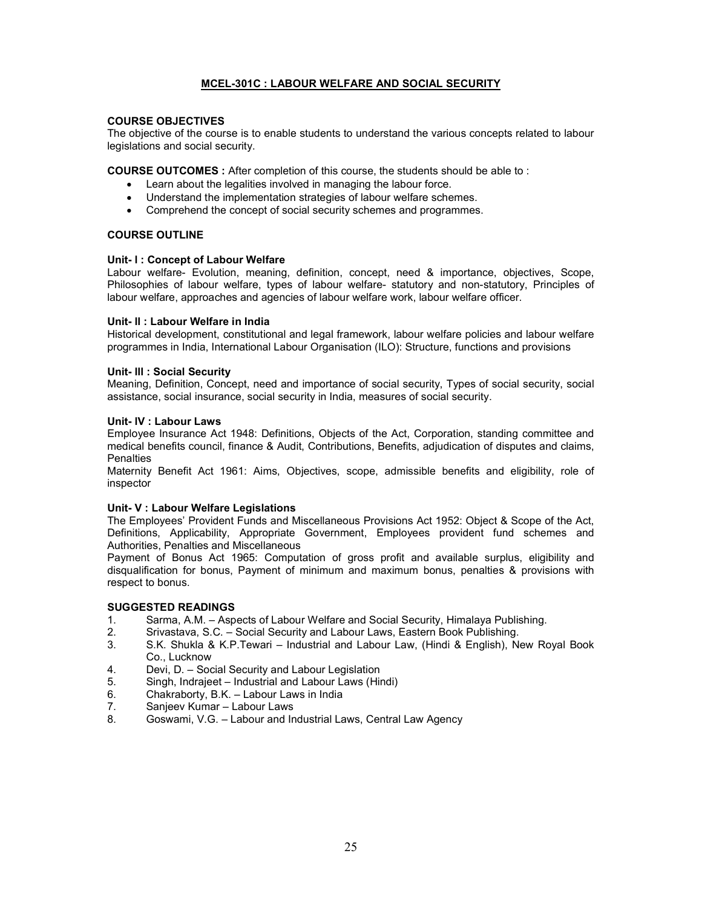## MCEL-301C : LABOUR WELFARE AND SOCIAL SECURITY

**COURSE OBJECTIVES**

The objective of the course is to enable students to understand the various concepts related to labour legislations and social security.

**COURSE OUTCOMES :** After completion of this course, the students should be able to :

- Learn about the legalities involved in managing the labour force.
- Understand the implementation strategies of labour welfare schemes.
- Comprehend the concept of social security schemes and programmes.

**COURSE OUTLINE**

**Unit- I : Concept of Labour Welfare**

Labour welfare- Evolution, meaning, definition, concept, need & importance, objectives, Scope, Philosophies of labour welfare, types of labour welfare- statutory and non-statutory, Principles of labour welfare, approaches and agencies of labour welfare work, labour welfare officer.

**Unit- II : Labour Welfare in India**

Historical development, constitutional and legal framework, labour welfare policies and labour welfare programmes in India, International Labour Organisation (ILO): Structure, functions and provisions

**Unit- III : Social Security**

Meaning, Definition, Concept, need and importance of social security, Types of social security, social assistance, social insurance, social security in India, measures of social security.

**Unit- IV : Labour Laws**

Employee Insurance Act 1948: Definitions, Objects of the Act, Corporation, standing committee and medical benefits council, finance & Audit, Contributions, Benefits, adjudication of disputes and claims, Penalties

Maternity Benefit Act 1961: Aims, Objectives, scope, admissible benefits and eligibility, role of inspector

**Unit- V : Labour Welfare Legislations**

The Employees' Provident Funds and Miscellaneous Provisions Act 1952: Object & Scope of the Act, Definitions, Applicability, Appropriate Government, Employees provident fund schemes and Authorities, Penalties and Miscellaneous

Payment of Bonus Act 1965: Computation of gross profit and available surplus, eligibility and disqualification for bonus, Payment of minimum and maximum bonus, penalties & provisions with respect to bonus.

**SUGGESTED READINGS**

1. Sarma, A.M. – Aspects of Labour Welfare and Social Security, Himalaya Publishing.
2. Srivastava, S.C. – Social Security and Labour Laws, Eastern Book Publishing.
3. S.K. Shukla & K.P.Tewari – Industrial and Labour Law, (Hindi & English), New Royal Book Co., Lucknow
4. Devi, D. – Social Security and Labour Legislation
5. Singh, Indrajeet – Industrial and Labour Laws (Hindi)
6. Chakraborty, B.K. – Labour Laws in India
7. Sanjeev Kumar – Labour Laws
8. Goswami, V.G. – Labour and Industrial Laws, Central Law Agency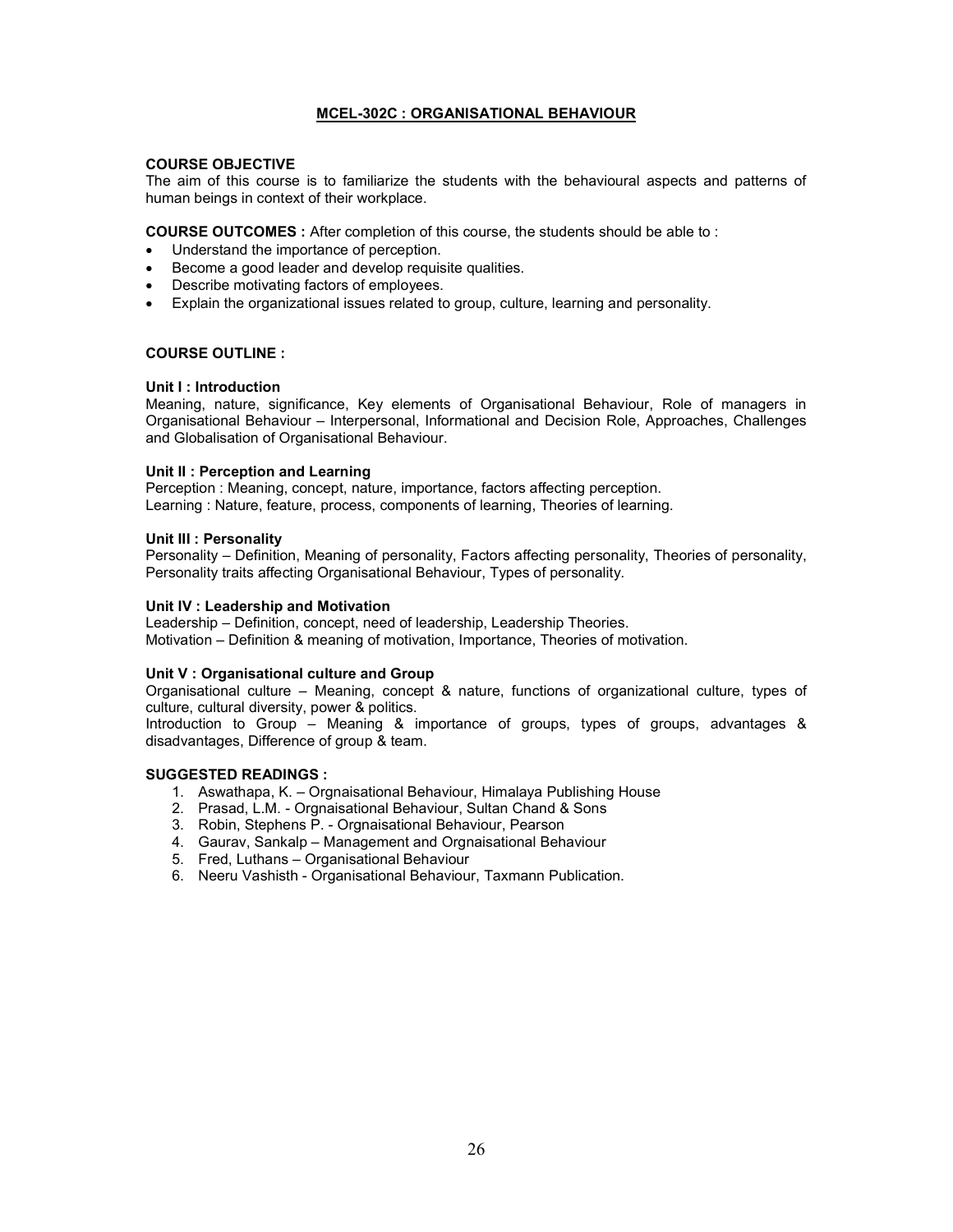## MCEL-302C : ORGANISATIONAL BEHAVIOUR

**COURSE OBJECTIVE**

The aim of this course is to familiarize the students with the behavioural aspects and patterns of human beings in context of their workplace.

**COURSE OUTCOMES :** After completion of this course, the students should be able to :

- Understand the importance of perception.
- Become a good leader and develop requisite qualities.
- Describe motivating factors of employees.
- Explain the organizational issues related to group, culture, learning and personality.

**COURSE OUTLINE :**

**Unit I : Introduction**

Meaning, nature, significance, Key elements of Organisational Behaviour, Role of managers in Organisational Behaviour – Interpersonal, Informational and Decision Role, Approaches, Challenges and Globalisation of Organisational Behaviour.

**Unit II : Perception and Learning**

Perception : Meaning, concept, nature, importance, factors affecting perception.
Learning : Nature, feature, process, components of learning, Theories of learning.

**Unit III : Personality**

Personality – Definition, Meaning of personality, Factors affecting personality, Theories of personality, Personality traits affecting Organisational Behaviour, Types of personality.

**Unit IV : Leadership and Motivation**

Leadership – Definition, concept, need of leadership, Leadership Theories.
Motivation – Definition & meaning of motivation, Importance, Theories of motivation.

**Unit V : Organisational culture and Group**

Organisational culture – Meaning, concept & nature, functions of organizational culture, types of culture, cultural diversity, power & politics.
Introduction to Group – Meaning & importance of groups, types of groups, advantages & disadvantages, Difference of group & team.

**SUGGESTED READINGS :**

1. Aswathapa, K. – Orgnaisational Behaviour, Himalaya Publishing House
2. Prasad, L.M. - Orgnaisational Behaviour, Sultan Chand & Sons
3. Robin, Stephens P. - Orgnaisational Behaviour, Pearson
4. Gaurav, Sankalp – Management and Orgnaisational Behaviour
5. Fred, Luthans – Organisational Behaviour
6. Neeru Vashisth - Organisational Behaviour, Taxmann Publication.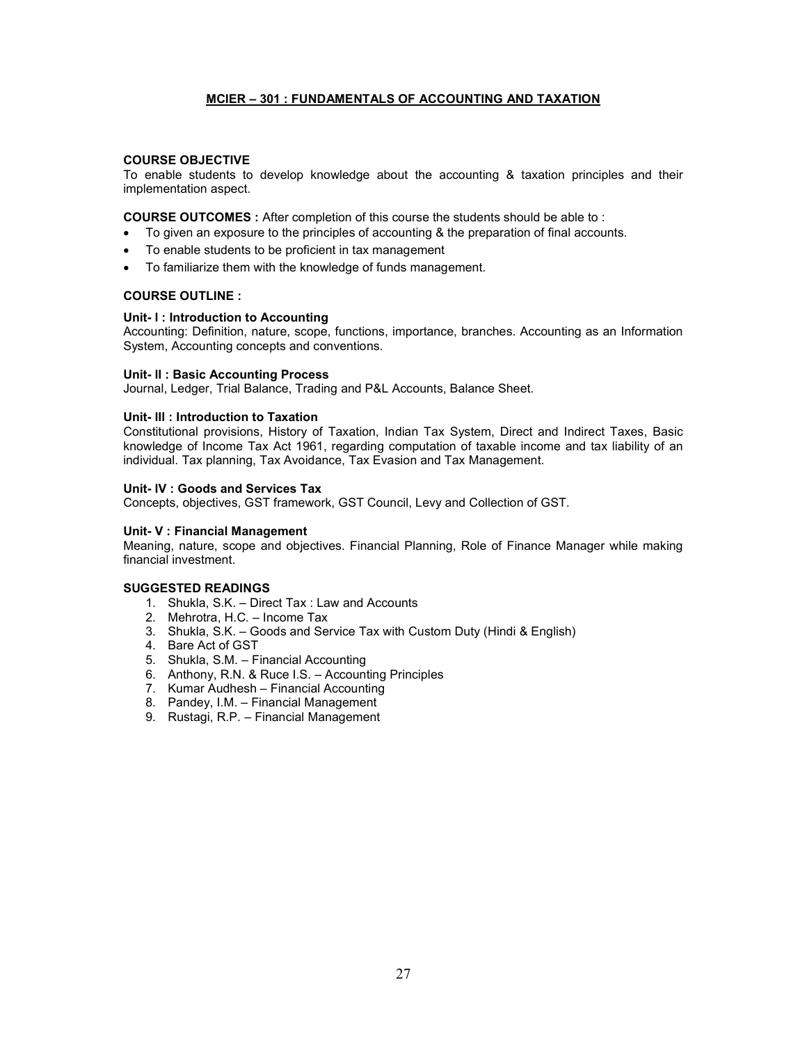## MCIER – 301 : FUNDAMENTALS OF ACCOUNTING AND TAXATION

**COURSE OBJECTIVE**

To enable students to develop knowledge about the accounting & taxation principles and their implementation aspect.

**COURSE OUTCOMES :** After completion of this course the students should be able to :

- To given an exposure to the principles of accounting & the preparation of final accounts.
- To enable students to be proficient in tax management
- To familiarize them with the knowledge of funds management.

**COURSE OUTLINE :**

**Unit- I : Introduction to Accounting**

Accounting: Definition, nature, scope, functions, importance, branches. Accounting as an Information System, Accounting concepts and conventions.

**Unit- II : Basic Accounting Process**

Journal, Ledger, Trial Balance, Trading and P&L Accounts, Balance Sheet.

**Unit- III : Introduction to Taxation**

Constitutional provisions, History of Taxation, Indian Tax System, Direct and Indirect Taxes, Basic knowledge of Income Tax Act 1961, regarding computation of taxable income and tax liability of an individual. Tax planning, Tax Avoidance, Tax Evasion and Tax Management.

**Unit- IV : Goods and Services Tax**

Concepts, objectives, GST framework, GST Council, Levy and Collection of GST.

**Unit- V : Financial Management**

Meaning, nature, scope and objectives. Financial Planning, Role of Finance Manager while making financial investment.

**SUGGESTED READINGS**

1. Shukla, S.K. – Direct Tax : Law and Accounts
2. Mehrotra, H.C. – Income Tax
3. Shukla, S.K. – Goods and Service Tax with Custom Duty (Hindi & English)
4. Bare Act of GST
5. Shukla, S.M. – Financial Accounting
6. Anthony, R.N. & Ruce I.S. – Accounting Principles
7. Kumar Audhesh – Financial Accounting
8. Pandey, I.M. – Financial Management
9. Rustagi, R.P. – Financial Management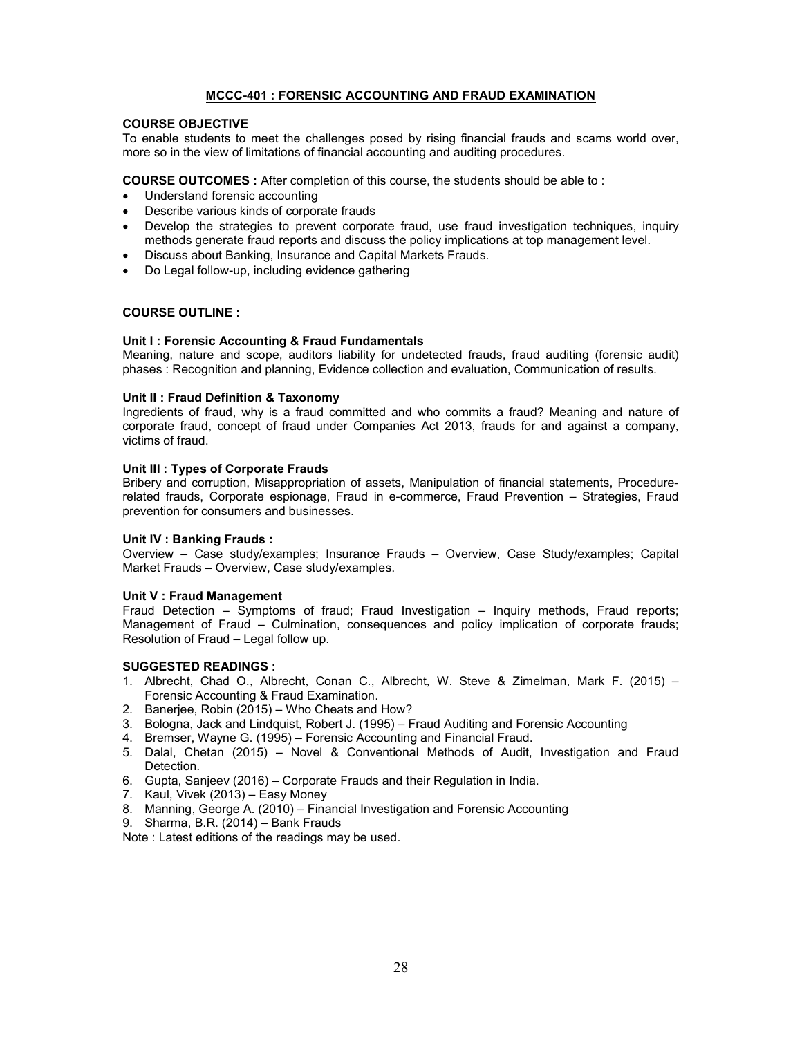## MCCC-401 : FORENSIC ACCOUNTING AND FRAUD EXAMINATION

**COURSE OBJECTIVE**

To enable students to meet the challenges posed by rising financial frauds and scams world over, more so in the view of limitations of financial accounting and auditing procedures.

**COURSE OUTCOMES :** After completion of this course, the students should be able to :

- Understand forensic accounting
- Describe various kinds of corporate frauds
- Develop the strategies to prevent corporate fraud, use fraud investigation techniques, inquiry methods generate fraud reports and discuss the policy implications at top management level.
- Discuss about Banking, Insurance and Capital Markets Frauds.
- Do Legal follow-up, including evidence gathering

**COURSE OUTLINE :**

**Unit I : Forensic Accounting & Fraud Fundamentals**

Meaning, nature and scope, auditors liability for undetected frauds, fraud auditing (forensic audit) phases : Recognition and planning, Evidence collection and evaluation, Communication of results.

**Unit II : Fraud Definition & Taxonomy**

Ingredients of fraud, why is a fraud committed and who commits a fraud? Meaning and nature of corporate fraud, concept of fraud under Companies Act 2013, frauds for and against a company, victims of fraud.

**Unit III : Types of Corporate Frauds**

Bribery and corruption, Misappropriation of assets, Manipulation of financial statements, Procedure-related frauds, Corporate espionage, Fraud in e-commerce, Fraud Prevention – Strategies, Fraud prevention for consumers and businesses.

**Unit IV : Banking Frauds :**

Overview – Case study/examples; Insurance Frauds – Overview, Case Study/examples; Capital Market Frauds – Overview, Case study/examples.

**Unit V : Fraud Management**

Fraud Detection – Symptoms of fraud; Fraud Investigation – Inquiry methods, Fraud reports; Management of Fraud – Culmination, consequences and policy implication of corporate frauds; Resolution of Fraud – Legal follow up.

**SUGGESTED READINGS :**

1. Albrecht, Chad O., Albrecht, Conan C., Albrecht, W. Steve & Zimelman, Mark F. (2015) – Forensic Accounting & Fraud Examination.
2. Banerjee, Robin (2015) – Who Cheats and How?
3. Bologna, Jack and Lindquist, Robert J. (1995) – Fraud Auditing and Forensic Accounting
4. Bremser, Wayne G. (1995) – Forensic Accounting and Financial Fraud.
5. Dalal, Chetan (2015) – Novel & Conventional Methods of Audit, Investigation and Fraud Detection.
6. Gupta, Sanjeev (2016) – Corporate Frauds and their Regulation in India.
7. Kaul, Vivek (2013) – Easy Money
8. Manning, George A. (2010) – Financial Investigation and Forensic Accounting
9. Sharma, B.R. (2014) – Bank Frauds

Note : Latest editions of the readings may be used.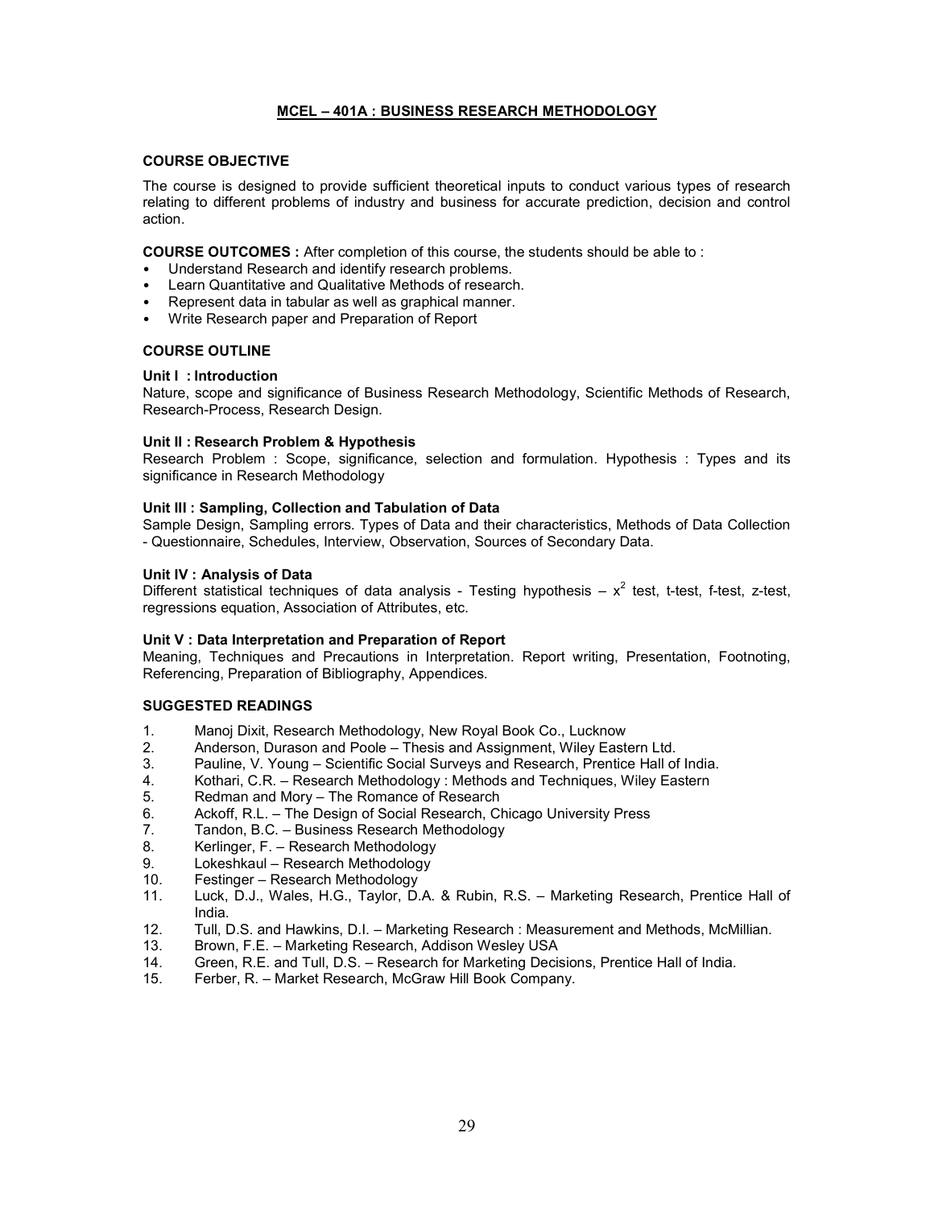# MCEL – 401A : BUSINESS RESEARCH METHODOLOGY

**COURSE OBJECTIVE**

The course is designed to provide sufficient theoretical inputs to conduct various types of research relating to different problems of industry and business for accurate prediction, decision and control action.

**COURSE OUTCOMES :** After completion of this course, the students should be able to :

- Understand Research and identify research problems.
- Learn Quantitative and Qualitative Methods of research.
- Represent data in tabular as well as graphical manner.
- Write Research paper and Preparation of Report

**COURSE OUTLINE**

**Unit I : Introduction**

Nature, scope and significance of Business Research Methodology, Scientific Methods of Research, Research-Process, Research Design.

**Unit II : Research Problem & Hypothesis**

Research Problem : Scope, significance, selection and formulation. Hypothesis : Types and its significance in Research Methodology

**Unit III : Sampling, Collection and Tabulation of Data**

Sample Design, Sampling errors. Types of Data and their characteristics, Methods of Data Collection - Questionnaire, Schedules, Interview, Observation, Sources of Secondary Data.

**Unit IV : Analysis of Data**

Different statistical techniques of data analysis - Testing hypothesis – $x^2$ test, t-test, f-test, z-test, regressions equation, Association of Attributes, etc.

**Unit V : Data Interpretation and Preparation of Report**

Meaning, Techniques and Precautions in Interpretation. Report writing, Presentation, Footnoting, Referencing, Preparation of Bibliography, Appendices.

**SUGGESTED READINGS**

1. Manoj Dixit, Research Methodology, New Royal Book Co., Lucknow
2. Anderson, Durason and Poole – Thesis and Assignment, Wiley Eastern Ltd.
3. Pauline, V. Young – Scientific Social Surveys and Research, Prentice Hall of India.
4. Kothari, C.R. – Research Methodology : Methods and Techniques, Wiley Eastern
5. Redman and Mory – The Romance of Research
6. Ackoff, R.L. – The Design of Social Research, Chicago University Press
7. Tandon, B.C. – Business Research Methodology
8. Kerlinger, F. – Research Methodology
9. Lokeshkaul – Research Methodology
10. Festinger – Research Methodology
11. Luck, D.J., Wales, H.G., Taylor, D.A. & Rubin, R.S. – Marketing Research, Prentice Hall of India.
12. Tull, D.S. and Hawkins, D.I. – Marketing Research : Measurement and Methods, McMillian.
13. Brown, F.E. – Marketing Research, Addison Wesley USA
14. Green, R.E. and Tull, D.S. – Research for Marketing Decisions, Prentice Hall of India.
15. Ferber, R. – Market Research, McGraw Hill Book Company.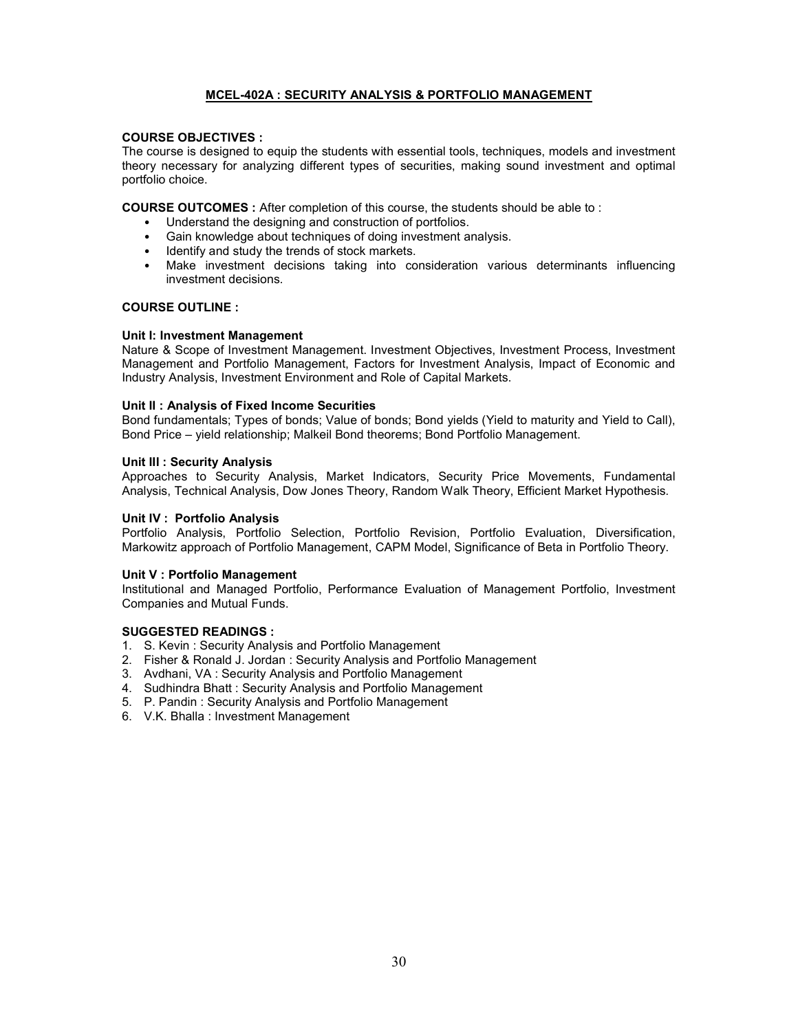## MCEL-402A : SECURITY ANALYSIS & PORTFOLIO MANAGEMENT

**COURSE OBJECTIVES :**
The course is designed to equip the students with essential tools, techniques, models and investment theory necessary for analyzing different types of securities, making sound investment and optimal portfolio choice.

**COURSE OUTCOMES :** After completion of this course, the students should be able to :

- Understand the designing and construction of portfolios.
- Gain knowledge about techniques of doing investment analysis.
- Identify and study the trends of stock markets.
- Make investment decisions taking into consideration various determinants influencing investment decisions.

**COURSE OUTLINE :**

**Unit I: Investment Management**
Nature & Scope of Investment Management. Investment Objectives, Investment Process, Investment Management and Portfolio Management, Factors for Investment Analysis, Impact of Economic and Industry Analysis, Investment Environment and Role of Capital Markets.

**Unit II : Analysis of Fixed Income Securities**
Bond fundamentals; Types of bonds; Value of bonds; Bond yields (Yield to maturity and Yield to Call), Bond Price – yield relationship; Malkeil Bond theorems; Bond Portfolio Management.

**Unit III : Security Analysis**
Approaches to Security Analysis, Market Indicators, Security Price Movements, Fundamental Analysis, Technical Analysis, Dow Jones Theory, Random Walk Theory, Efficient Market Hypothesis.

**Unit IV : Portfolio Analysis**
Portfolio Analysis, Portfolio Selection, Portfolio Revision, Portfolio Evaluation, Diversification, Markowitz approach of Portfolio Management, CAPM Model, Significance of Beta in Portfolio Theory.

**Unit V : Portfolio Management**
Institutional and Managed Portfolio, Performance Evaluation of Management Portfolio, Investment Companies and Mutual Funds.

**SUGGESTED READINGS :**

1. S. Kevin : Security Analysis and Portfolio Management
2. Fisher & Ronald J. Jordan : Security Analysis and Portfolio Management
3. Avdhani, VA : Security Analysis and Portfolio Management
4. Sudhindra Bhatt : Security Analysis and Portfolio Management
5. P. Pandin : Security Analysis and Portfolio Management
6. V.K. Bhalla : Investment Management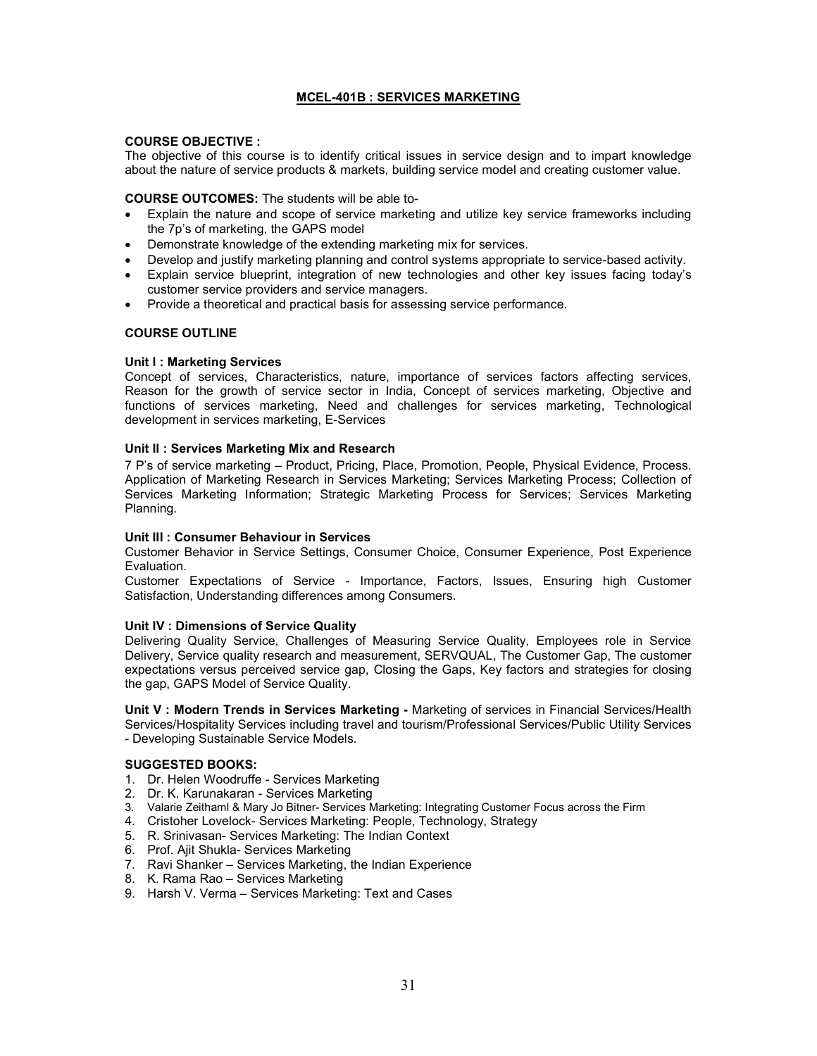## MCEL-401B : SERVICES MARKETING

**COURSE OBJECTIVE :**
The objective of this course is to identify critical issues in service design and to impart knowledge about the nature of service products & markets, building service model and creating customer value.

**COURSE OUTCOMES:** The students will be able to-

- Explain the nature and scope of service marketing and utilize key service frameworks including the 7p's of marketing, the GAPS model
- Demonstrate knowledge of the extending marketing mix for services.
- Develop and justify marketing planning and control systems appropriate to service-based activity.
- Explain service blueprint, integration of new technologies and other key issues facing today's customer service providers and service managers.
- Provide a theoretical and practical basis for assessing service performance.

**COURSE OUTLINE**

**Unit I : Marketing Services**
Concept of services, Characteristics, nature, importance of services factors affecting services, Reason for the growth of service sector in India, Concept of services marketing, Objective and functions of services marketing, Need and challenges for services marketing, Technological development in services marketing, E-Services

**Unit II : Services Marketing Mix and Research**
7 P's of service marketing – Product, Pricing, Place, Promotion, People, Physical Evidence, Process. Application of Marketing Research in Services Marketing; Services Marketing Process; Collection of Services Marketing Information; Strategic Marketing Process for Services; Services Marketing Planning.

**Unit III : Consumer Behaviour in Services**
Customer Behavior in Service Settings, Consumer Choice, Consumer Experience, Post Experience Evaluation.
Customer Expectations of Service - Importance, Factors, Issues, Ensuring high Customer Satisfaction, Understanding differences among Consumers.

**Unit IV : Dimensions of Service Quality**
Delivering Quality Service, Challenges of Measuring Service Quality, Employees role in Service Delivery, Service quality research and measurement, SERVQUAL, The Customer Gap, The customer expectations versus perceived service gap, Closing the Gaps, Key factors and strategies for closing the gap, GAPS Model of Service Quality.

**Unit V : Modern Trends in Services Marketing -** Marketing of services in Financial Services/Health Services/Hospitality Services including travel and tourism/Professional Services/Public Utility Services - Developing Sustainable Service Models.

**SUGGESTED BOOKS:**

1. Dr. Helen Woodruffe - Services Marketing
2. Dr. K. Karunakaran - Services Marketing
3. Valarie Zeithaml & Mary Jo Bitner- Services Marketing: Integrating Customer Focus across the Firm
4. Cristoher Lovelock- Services Marketing: People, Technology, Strategy
5. R. Srinivasan- Services Marketing: The Indian Context
6. Prof. Ajit Shukla- Services Marketing
7. Ravi Shanker – Services Marketing, the Indian Experience
8. K. Rama Rao – Services Marketing
9. Harsh V. Verma – Services Marketing: Text and Cases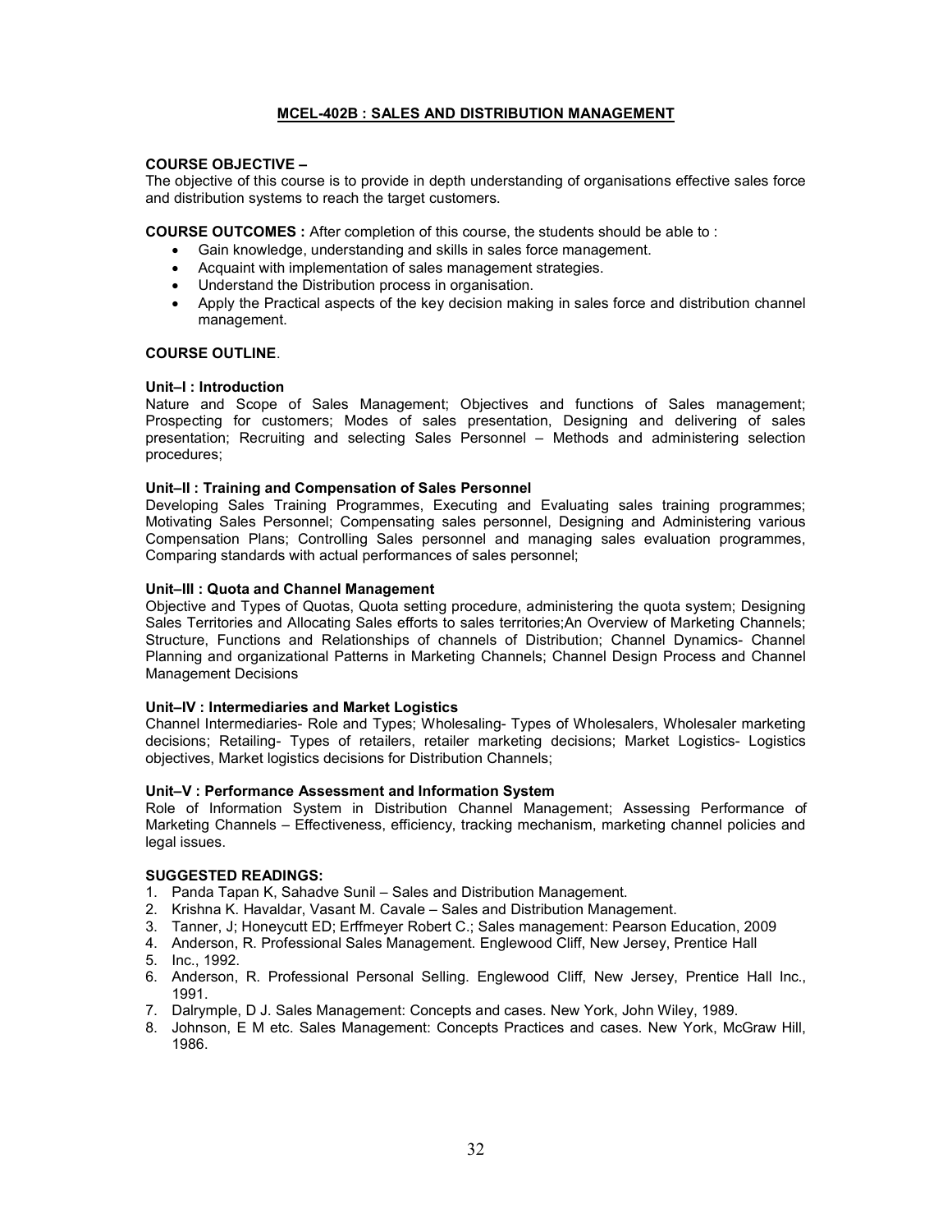## MCEL-402B : SALES AND DISTRIBUTION MANAGEMENT

**COURSE OBJECTIVE –**
The objective of this course is to provide in depth understanding of organisations effective sales force and distribution systems to reach the target customers.

**COURSE OUTCOMES :** After completion of this course, the students should be able to :

- Gain knowledge, understanding and skills in sales force management.
- Acquaint with implementation of sales management strategies.
- Understand the Distribution process in organisation.
- Apply the Practical aspects of the key decision making in sales force and distribution channel management.

**COURSE OUTLINE**.

**Unit–I : Introduction**
Nature and Scope of Sales Management; Objectives and functions of Sales management; Prospecting for customers; Modes of sales presentation, Designing and delivering of sales presentation; Recruiting and selecting Sales Personnel – Methods and administering selection procedures;

**Unit–II : Training and Compensation of Sales Personnel**
Developing Sales Training Programmes, Executing and Evaluating sales training programmes; Motivating Sales Personnel; Compensating sales personnel, Designing and Administering various Compensation Plans; Controlling Sales personnel and managing sales evaluation programmes, Comparing standards with actual performances of sales personnel;

**Unit–III : Quota and Channel Management**
Objective and Types of Quotas, Quota setting procedure, administering the quota system; Designing Sales Territories and Allocating Sales efforts to sales territories;An Overview of Marketing Channels; Structure, Functions and Relationships of channels of Distribution; Channel Dynamics- Channel Planning and organizational Patterns in Marketing Channels; Channel Design Process and Channel Management Decisions

**Unit–IV : Intermediaries and Market Logistics**
Channel Intermediaries- Role and Types; Wholesaling- Types of Wholesalers, Wholesaler marketing decisions; Retailing- Types of retailers, retailer marketing decisions; Market Logistics- Logistics objectives, Market logistics decisions for Distribution Channels;

**Unit–V : Performance Assessment and Information System**
Role of Information System in Distribution Channel Management; Assessing Performance of Marketing Channels – Effectiveness, efficiency, tracking mechanism, marketing channel policies and legal issues.

**SUGGESTED READINGS:**

1. Panda Tapan K, Sahadve Sunil – Sales and Distribution Management.
2. Krishna K. Havaldar, Vasant M. Cavale – Sales and Distribution Management.
3. Tanner, J; Honeycutt ED; Erffmeyer Robert C.; Sales management: Pearson Education, 2009
4. Anderson, R. Professional Sales Management. Englewood Cliff, New Jersey, Prentice Hall
5. Inc., 1992.
6. Anderson, R. Professional Personal Selling. Englewood Cliff, New Jersey, Prentice Hall Inc., 1991.
7. Dalrymple, D J. Sales Management: Concepts and cases. New York, John Wiley, 1989.
8. Johnson, E M etc. Sales Management: Concepts Practices and cases. New York, McGraw Hill, 1986.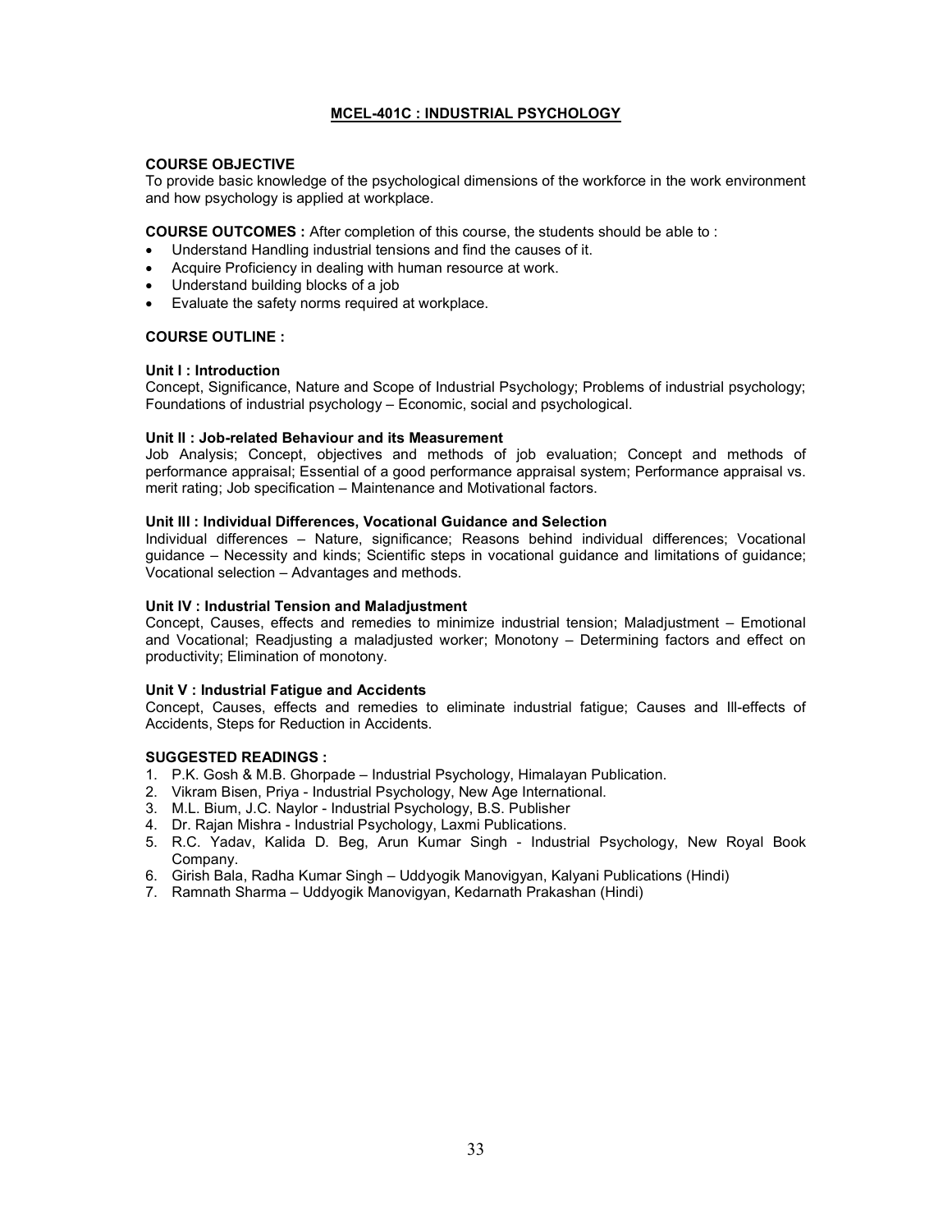## MCEL-401C : INDUSTRIAL PSYCHOLOGY

**COURSE OBJECTIVE**

To provide basic knowledge of the psychological dimensions of the workforce in the work environment and how psychology is applied at workplace.

**COURSE OUTCOMES :** After completion of this course, the students should be able to :

- Understand Handling industrial tensions and find the causes of it.
- Acquire Proficiency in dealing with human resource at work.
- Understand building blocks of a job
- Evaluate the safety norms required at workplace.

**COURSE OUTLINE :**

**Unit I : Introduction**

Concept, Significance, Nature and Scope of Industrial Psychology; Problems of industrial psychology; Foundations of industrial psychology – Economic, social and psychological.

**Unit II : Job-related Behaviour and its Measurement**

Job Analysis; Concept, objectives and methods of job evaluation; Concept and methods of performance appraisal; Essential of a good performance appraisal system; Performance appraisal vs. merit rating; Job specification – Maintenance and Motivational factors.

**Unit III : Individual Differences, Vocational Guidance and Selection**

Individual differences – Nature, significance; Reasons behind individual differences; Vocational guidance – Necessity and kinds; Scientific steps in vocational guidance and limitations of guidance; Vocational selection – Advantages and methods.

**Unit IV : Industrial Tension and Maladjustment**

Concept, Causes, effects and remedies to minimize industrial tension; Maladjustment – Emotional and Vocational; Readjusting a maladjusted worker; Monotony – Determining factors and effect on productivity; Elimination of monotony.

**Unit V : Industrial Fatigue and Accidents**

Concept, Causes, effects and remedies to eliminate industrial fatigue; Causes and Ill-effects of Accidents, Steps for Reduction in Accidents.

**SUGGESTED READINGS :**

1. P.K. Gosh & M.B. Ghorpade – Industrial Psychology, Himalayan Publication.
2. Vikram Bisen, Priya - Industrial Psychology, New Age International.
3. M.L. Bium, J.C. Naylor - Industrial Psychology, B.S. Publisher
4. Dr. Rajan Mishra - Industrial Psychology, Laxmi Publications.
5. R.C. Yadav, Kalida D. Beg, Arun Kumar Singh - Industrial Psychology, New Royal Book Company.
6. Girish Bala, Radha Kumar Singh – Uddyogik Manovigyan, Kalyani Publications (Hindi)
7. Ramnath Sharma – Uddyogik Manovigyan, Kedarnath Prakashan (Hindi)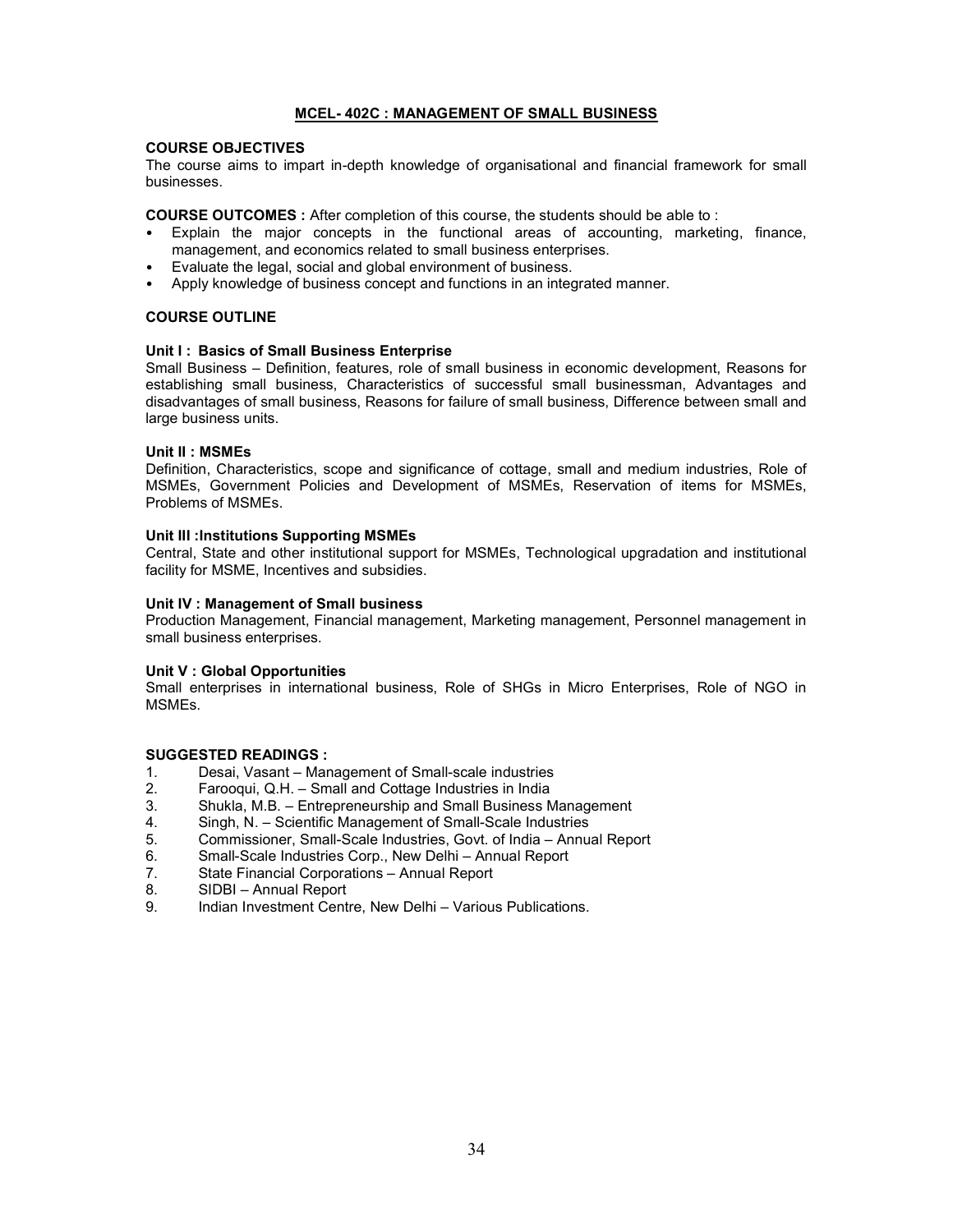## MCEL- 402C : MANAGEMENT OF SMALL BUSINESS

**COURSE OBJECTIVES**

The course aims to impart in-depth knowledge of organisational and financial framework for small businesses.

**COURSE OUTCOMES :** After completion of this course, the students should be able to :

- Explain the major concepts in the functional areas of accounting, marketing, finance, management, and economics related to small business enterprises.
- Evaluate the legal, social and global environment of business.
- Apply knowledge of business concept and functions in an integrated manner.

**COURSE OUTLINE**

**Unit I : Basics of Small Business Enterprise**

Small Business – Definition, features, role of small business in economic development, Reasons for establishing small business, Characteristics of successful small businessman, Advantages and disadvantages of small business, Reasons for failure of small business, Difference between small and large business units.

**Unit II : MSMEs**

Definition, Characteristics, scope and significance of cottage, small and medium industries, Role of MSMEs, Government Policies and Development of MSMEs, Reservation of items for MSMEs, Problems of MSMEs.

**Unit III :Institutions Supporting MSMEs**

Central, State and other institutional support for MSMEs, Technological upgradation and institutional facility for MSME, Incentives and subsidies.

**Unit IV : Management of Small business**

Production Management, Financial management, Marketing management, Personnel management in small business enterprises.

**Unit V : Global Opportunities**

Small enterprises in international business, Role of SHGs in Micro Enterprises, Role of NGO in MSMEs.

**SUGGESTED READINGS :**

1. Desai, Vasant – Management of Small-scale industries
2. Farooqui, Q.H. – Small and Cottage Industries in India
3. Shukla, M.B. – Entrepreneurship and Small Business Management
4. Singh, N. – Scientific Management of Small-Scale Industries
5. Commissioner, Small-Scale Industries, Govt. of India – Annual Report
6. Small-Scale Industries Corp., New Delhi – Annual Report
7. State Financial Corporations – Annual Report
8. SIDBI – Annual Report
9. Indian Investment Centre, New Delhi – Various Publications.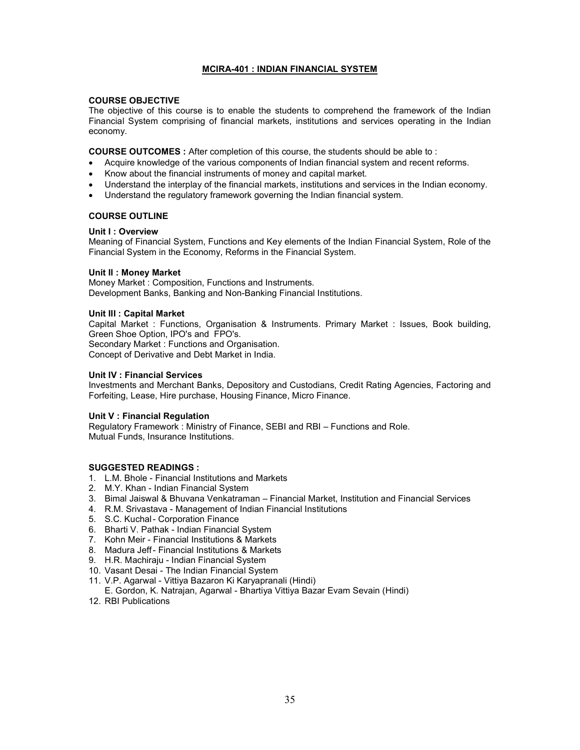## MCIRA-401 : INDIAN FINANCIAL SYSTEM

**COURSE OBJECTIVE**

The objective of this course is to enable the students to comprehend the framework of the Indian Financial System comprising of financial markets, institutions and services operating in the Indian economy.

**COURSE OUTCOMES :** After completion of this course, the students should be able to :

- Acquire knowledge of the various components of Indian financial system and recent reforms.
- Know about the financial instruments of money and capital market.
- Understand the interplay of the financial markets, institutions and services in the Indian economy.
- Understand the regulatory framework governing the Indian financial system.

**COURSE OUTLINE**

**Unit I : Overview**

Meaning of Financial System, Functions and Key elements of the Indian Financial System, Role of the Financial System in the Economy, Reforms in the Financial System.

**Unit II : Money Market**

Money Market : Composition, Functions and Instruments.
Development Banks, Banking and Non-Banking Financial Institutions.

**Unit III : Capital Market**

Capital Market : Functions, Organisation & Instruments. Primary Market : Issues, Book building, Green Shoe Option, IPO's and FPO's.
Secondary Market : Functions and Organisation.
Concept of Derivative and Debt Market in India.

**Unit IV : Financial Services**

Investments and Merchant Banks, Depository and Custodians, Credit Rating Agencies, Factoring and Forfeiting, Lease, Hire purchase, Housing Finance, Micro Finance.

**Unit V : Financial Regulation**

Regulatory Framework : Ministry of Finance, SEBI and RBI – Functions and Role.
Mutual Funds, Insurance Institutions.

**SUGGESTED READINGS :**

1. L.M. Bhole - Financial Institutions and Markets
2. M.Y. Khan - Indian Financial System
3. Bimal Jaiswal & Bhuvana Venkatraman – Financial Market, Institution and Financial Services
4. R.M. Srivastava - Management of Indian Financial Institutions
5. S.C. Kuchal - Corporation Finance
6. Bharti V. Pathak - Indian Financial System
7. Kohn Meir - Financial Institutions & Markets
8. Madura Jeff - Financial Institutions & Markets
9. H.R. Machiraju - Indian Financial System
10. Vasant Desai - The Indian Financial System
11. V.P. Agarwal - Vittiya Bazaron Ki Karyapranali (Hindi)
    E. Gordon, K. Natrajan, Agarwal - Bhartiya Vittiya Bazar Evam Sevain (Hindi)
12. RBI Publications